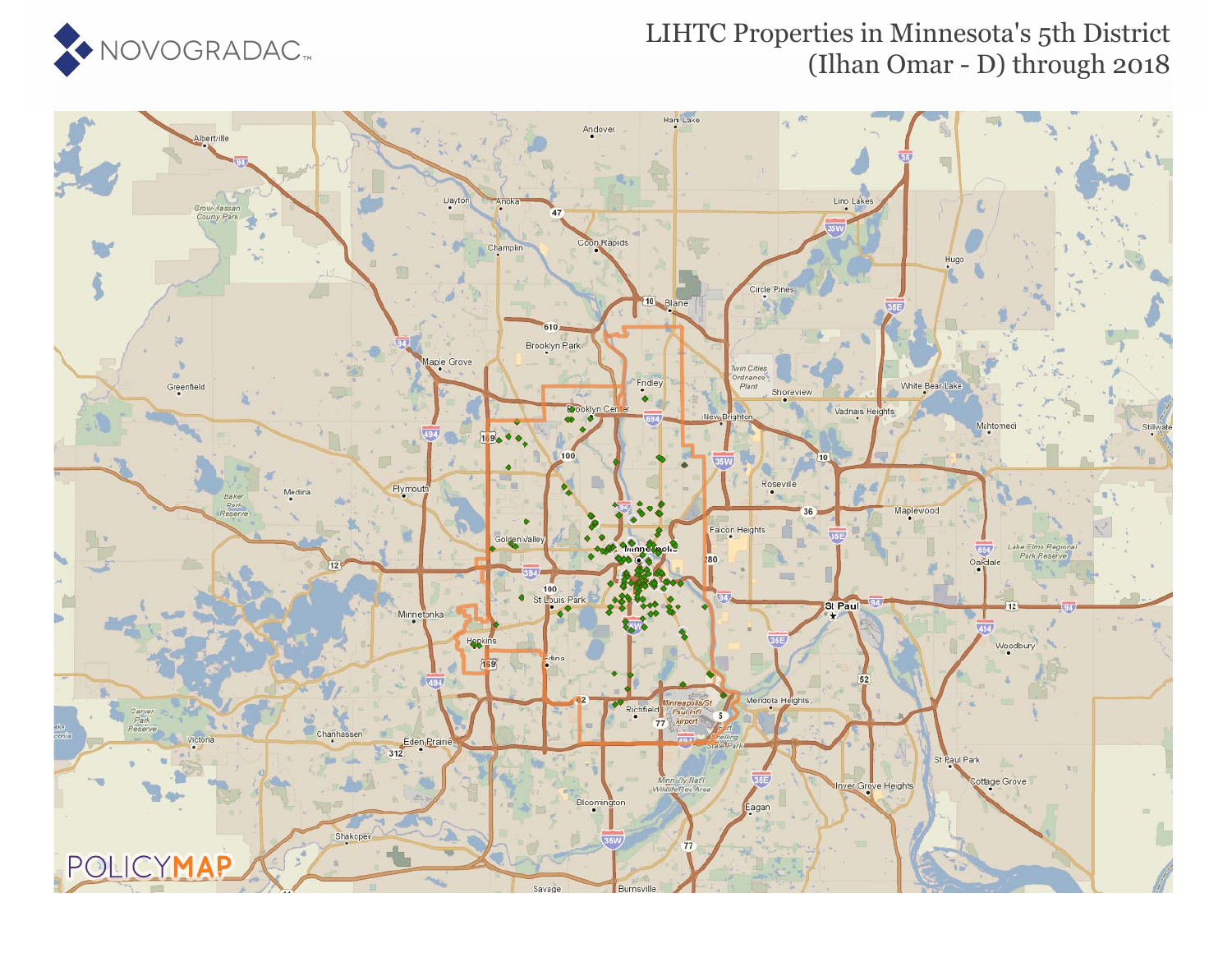# LIHTC Properties in Minnesota's 5th District (Ilhan Omar - D) through 2018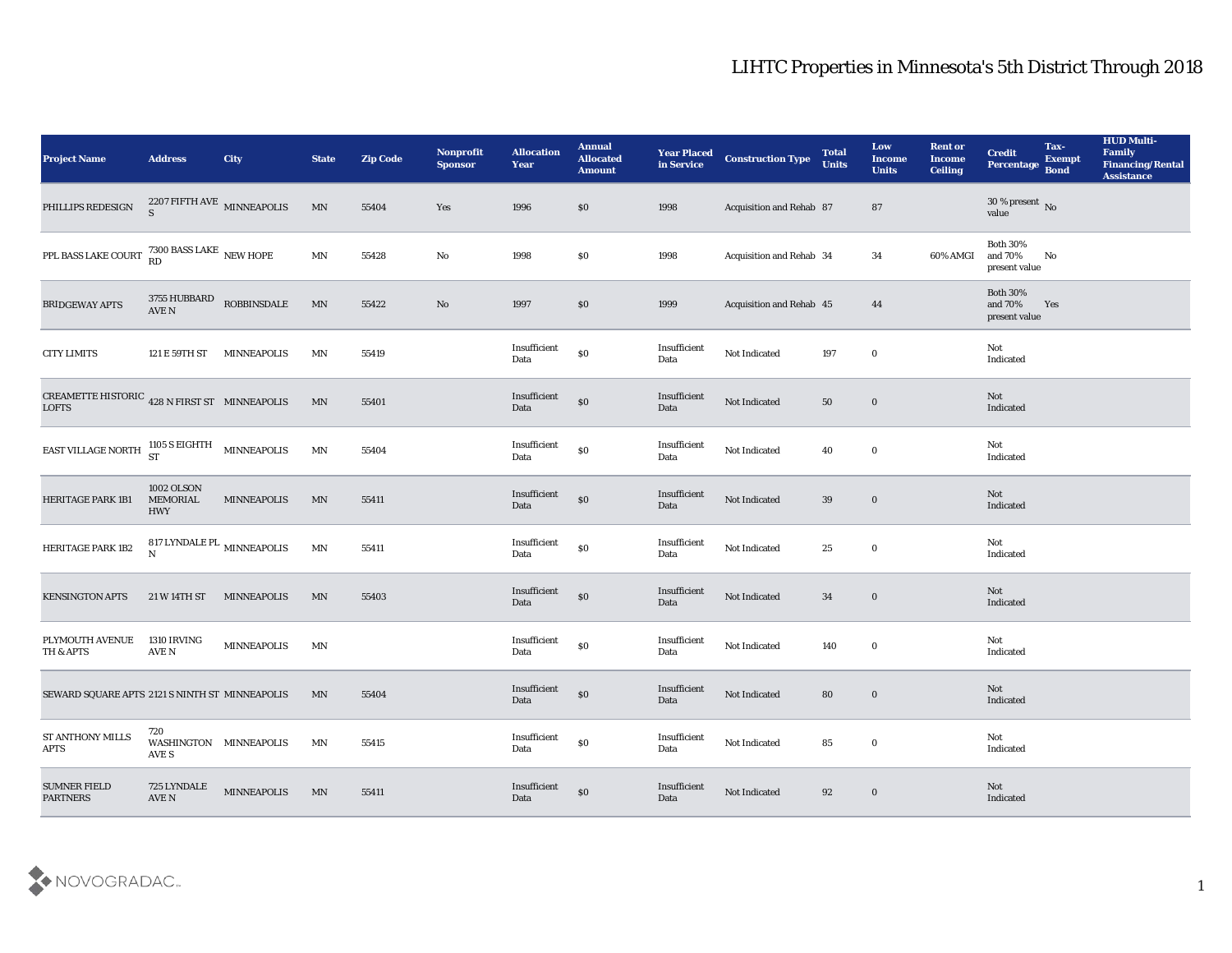# LIHTC Properties in Minnesota's 5th District Through 2018

| Project Name | Address | City | State | Zip Code | Nonprofit Sponsor | Allocation Year | Annual Allocated Amount | Year Placed in Service | Construction Type | Total Units | Low Income Units | Rent or Income Ceiling | Credit Percentage | Tax-Exempt Bond | HUD Multi-Family Financing/Rental Assistance |
|---|---|---|---|---|---|---|---|---|---|---|---|---|---|---|---|
| PHILLIPS REDESIGN | 2207 FIFTH AVE S | MINNEAPOLIS | MN | 55404 | Yes | 1996 | $0 | 1998 | Acquisition and Rehab | 87 | 87 | | 30 % present value | No | |
| PPL BASS LAKE COURT | 7300 BASS LAKE RD | NEW HOPE | MN | 55428 | No | 1998 | $0 | 1998 | Acquisition and Rehab | 34 | 34 | 60% AMGI | Both 30% and 70% present value | No | |
| BRIDGEWAY APTS | 3755 HUBBARD AVE N | ROBBINSDALE | MN | 55422 | No | 1997 | $0 | 1999 | Acquisition and Rehab | 45 | 44 | | Both 30% and 70% present value | Yes | |
| CITY LIMITS | 121 E 59TH ST | MINNEAPOLIS | MN | 55419 | | Insufficient Data | $0 | Insufficient Data | Not Indicated | 197 | 0 | | Not Indicated | | |
| CREAMETTE HISTORIC LOFTS | 428 N FIRST ST | MINNEAPOLIS | MN | 55401 | | Insufficient Data | $0 | Insufficient Data | Not Indicated | 50 | 0 | | Not Indicated | | |
| EAST VILLAGE NORTH | 1105 S EIGHTH ST | MINNEAPOLIS | MN | 55404 | | Insufficient Data | $0 | Insufficient Data | Not Indicated | 40 | 0 | | Not Indicated | | |
| HERITAGE PARK 1B1 | 1002 OLSON MEMORIAL HWY | MINNEAPOLIS | MN | 55411 | | Insufficient Data | $0 | Insufficient Data | Not Indicated | 39 | 0 | | Not Indicated | | |
| HERITAGE PARK 1B2 | 817 LYNDALE PL N | MINNEAPOLIS | MN | 55411 | | Insufficient Data | $0 | Insufficient Data | Not Indicated | 25 | 0 | | Not Indicated | | |
| KENSINGTON APTS | 21 W 14TH ST | MINNEAPOLIS | MN | 55403 | | Insufficient Data | $0 | Insufficient Data | Not Indicated | 34 | 0 | | Not Indicated | | |
| PLYMOUTH AVENUE TH & APTS | 1310 IRVING AVE N | MINNEAPOLIS | MN | | | Insufficient Data | $0 | Insufficient Data | Not Indicated | 140 | 0 | | Not Indicated | | |
| SEWARD SQUARE APTS | 2121 S NINTH ST | MINNEAPOLIS | MN | 55404 | | Insufficient Data | $0 | Insufficient Data | Not Indicated | 80 | 0 | | Not Indicated | | |
| ST ANTHONY MILLS APTS | 720 WASHINGTON AVE S | MINNEAPOLIS | MN | 55415 | | Insufficient Data | $0 | Insufficient Data | Not Indicated | 85 | 0 | | Not Indicated | | |
| SUMNER FIELD PARTNERS | 725 LYNDALE AVE N | MINNEAPOLIS | MN | 55411 | | Insufficient Data | $0 | Insufficient Data | Not Indicated | 92 | 0 | | Not Indicated | | |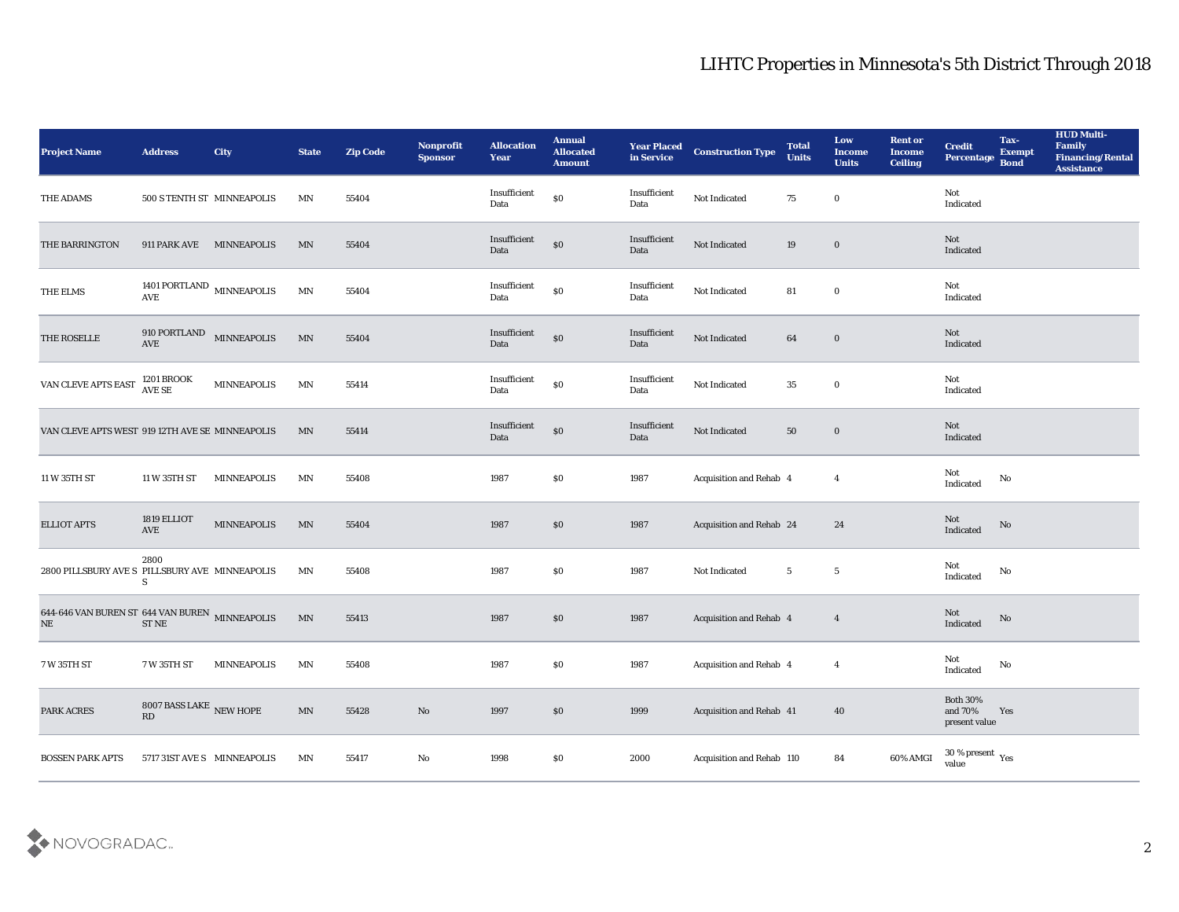# LIHTC Properties in Minnesota's 5th District Through 2018

| Project Name | Address | City | State | Zip Code | Nonprofit Sponsor | Allocation Year | Annual Allocated Amount | Year Placed in Service | Construction Type | Total Units | Low Income Units | Rent or Income Ceiling | Credit Percentage | Tax-Exempt Bond | HUD Multi-Family Financing/Rental Assistance |
|---|---|---|---|---|---|---|---|---|---|---|---|---|---|---|---|
| THE ADAMS | 500 S TENTH ST | MINNEAPOLIS | MN | 55404 | | Insufficient Data | $0 | Insufficient Data | Not Indicated | 75 | 0 | | Not Indicated | | |
| THE BARRINGTON | 911 PARK AVE | MINNEAPOLIS | MN | 55404 | | Insufficient Data | $0 | Insufficient Data | Not Indicated | 19 | 0 | | Not Indicated | | |
| THE ELMS | 1401 PORTLAND AVE | MINNEAPOLIS | MN | 55404 | | Insufficient Data | $0 | Insufficient Data | Not Indicated | 81 | 0 | | Not Indicated | | |
| THE ROSELLE | 910 PORTLAND AVE | MINNEAPOLIS | MN | 55404 | | Insufficient Data | $0 | Insufficient Data | Not Indicated | 64 | 0 | | Not Indicated | | |
| VAN CLEVE APTS EAST | 1201 BROOK AVE SE | MINNEAPOLIS | MN | 55414 | | Insufficient Data | $0 | Insufficient Data | Not Indicated | 35 | 0 | | Not Indicated | | |
| VAN CLEVE APTS WEST | 919 12TH AVE SE | MINNEAPOLIS | MN | 55414 | | Insufficient Data | $0 | Insufficient Data | Not Indicated | 50 | 0 | | Not Indicated | | |
| 11 W 35TH ST | 11 W 35TH ST | MINNEAPOLIS | MN | 55408 | | 1987 | $0 | 1987 | Acquisition and Rehab | 4 | 4 | | Not Indicated | No | |
| ELLIOT APTS | 1819 ELLIOT AVE | MINNEAPOLIS | MN | 55404 | | 1987 | $0 | 1987 | Acquisition and Rehab | 24 | 24 | | Not Indicated | No | |
| 2800 PILLSBURY AVE S | 2800 PILLSBURY AVE S | MINNEAPOLIS | MN | 55408 | | 1987 | $0 | 1987 | Not Indicated | 5 | 5 | | Not Indicated | No | |
| 644-646 VAN BUREN ST NE | 644 VAN BUREN ST NE | MINNEAPOLIS | MN | 55413 | | 1987 | $0 | 1987 | Acquisition and Rehab | 4 | 4 | | Not Indicated | No | |
| 7 W 35TH ST | 7 W 35TH ST | MINNEAPOLIS | MN | 55408 | | 1987 | $0 | 1987 | Acquisition and Rehab | 4 | 4 | | Not Indicated | No | |
| PARK ACRES | 8007 BASS LAKE RD | NEW HOPE | MN | 55428 | No | 1997 | $0 | 1999 | Acquisition and Rehab | 41 | 40 | | Both 30% and 70% present value | Yes | |
| BOSSEN PARK APTS | 5717 31ST AVE S | MINNEAPOLIS | MN | 55417 | No | 1998 | $0 | 2000 | Acquisition and Rehab | 110 | 84 | 60% AMGI | 30 % present value | Yes | |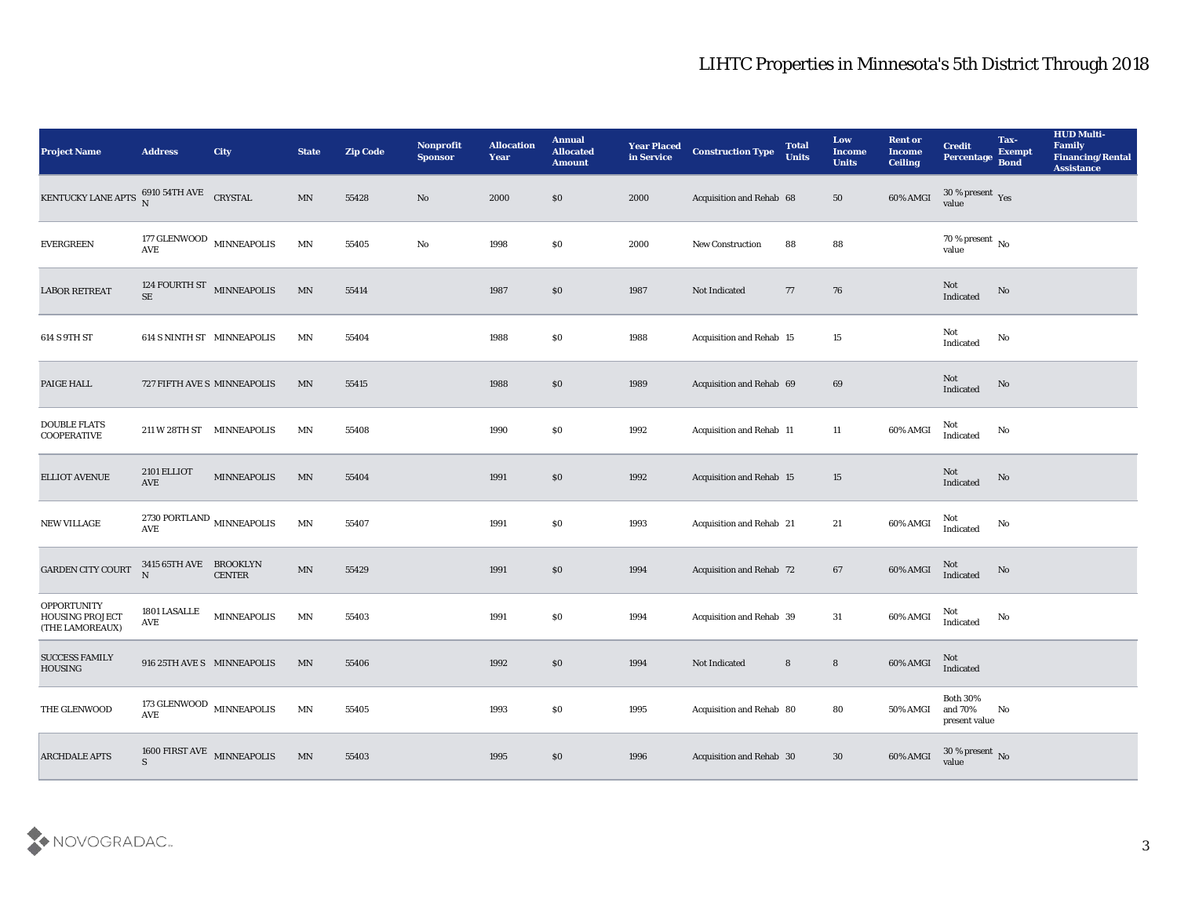# LIHTC Properties in Minnesota's 5th District Through 2018

| Project Name | Address | City | State | Zip Code | Nonprofit Sponsor | Allocation Year | Annual Allocated Amount | Year Placed in Service | Construction Type | Total Units | Low Income Units | Rent or Income Ceiling | Credit Percentage | Tax-Exempt Bond | HUD Multi-Family Financing/Rental Assistance |
|---|---|---|---|---|---|---|---|---|---|---|---|---|---|---|---|
| KENTUCKY LANE APTS | 6910 54TH AVE N | CRYSTAL | MN | 55428 | No | 2000 | $0 | 2000 | Acquisition and Rehab | 68 | 50 | 60% AMGI | 30 % present value | Yes | |
| EVERGREEN | 177 GLENWOOD AVE | MINNEAPOLIS | MN | 55405 | No | 1998 | $0 | 2000 | New Construction | 88 | 88 | | 70 % present value | No | |
| LABOR RETREAT | 124 FOURTH ST SE | MINNEAPOLIS | MN | 55414 | | 1987 | $0 | 1987 | Not Indicated | 77 | 76 | | Not Indicated | No | |
| 614 S 9TH ST | 614 S NINTH ST | MINNEAPOLIS | MN | 55404 | | 1988 | $0 | 1988 | Acquisition and Rehab | 15 | 15 | | Not Indicated | No | |
| PAIGE HALL | 727 FIFTH AVE S | MINNEAPOLIS | MN | 55415 | | 1988 | $0 | 1989 | Acquisition and Rehab | 69 | 69 | | Not Indicated | No | |
| DOUBLE FLATS COOPERATIVE | 211 W 28TH ST | MINNEAPOLIS | MN | 55408 | | 1990 | $0 | 1992 | Acquisition and Rehab | 11 | 11 | 60% AMGI | Not Indicated | No | |
| ELLIOT AVENUE | 2101 ELLIOT AVE | MINNEAPOLIS | MN | 55404 | | 1991 | $0 | 1992 | Acquisition and Rehab | 15 | 15 | | Not Indicated | No | |
| NEW VILLAGE | 2730 PORTLAND AVE | MINNEAPOLIS | MN | 55407 | | 1991 | $0 | 1993 | Acquisition and Rehab | 21 | 21 | 60% AMGI | Not Indicated | No | |
| GARDEN CITY COURT | 3415 65TH AVE N | BROOKLYN CENTER | MN | 55429 | | 1991 | $0 | 1994 | Acquisition and Rehab | 72 | 67 | 60% AMGI | Not Indicated | No | |
| OPPORTUNITY HOUSING PROJECT (THE LAMOREAUX) | 1801 LASALLE AVE | MINNEAPOLIS | MN | 55403 | | 1991 | $0 | 1994 | Acquisition and Rehab | 39 | 31 | 60% AMGI | Not Indicated | No | |
| SUCCESS FAMILY HOUSING | 916 25TH AVE S | MINNEAPOLIS | MN | 55406 | | 1992 | $0 | 1994 | Not Indicated | 8 | 8 | 60% AMGI | Not Indicated | | |
| THE GLENWOOD | 173 GLENWOOD AVE | MINNEAPOLIS | MN | 55405 | | 1993 | $0 | 1995 | Acquisition and Rehab | 80 | 80 | 50% AMGI | Both 30% and 70% present value | No | |
| ARCHDALE APTS | 1600 FIRST AVE S | MINNEAPOLIS | MN | 55403 | | 1995 | $0 | 1996 | Acquisition and Rehab | 30 | 30 | 60% AMGI | 30 % present value | No | |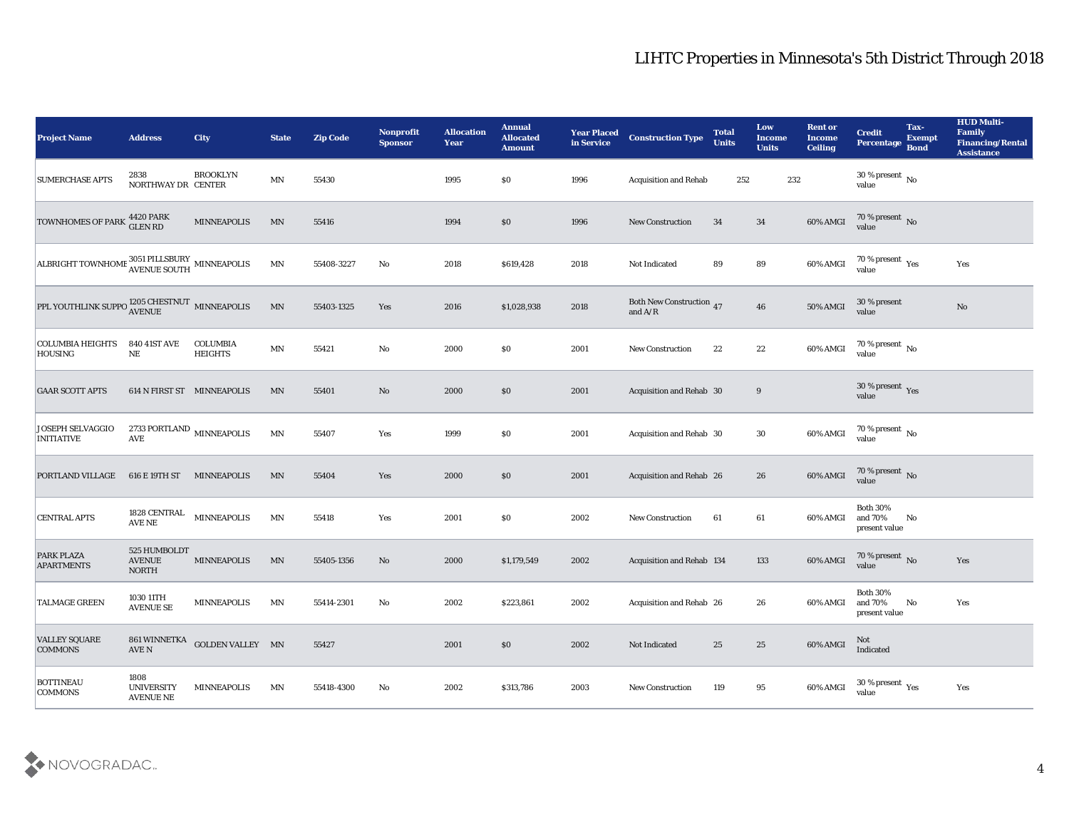# LIHTC Properties in Minnesota's 5th District Through 2018

| Project Name | Address | City | State | Zip Code | Nonprofit Sponsor | Allocation Year | Annual Allocated Amount | Year Placed in Service | Construction Type | Total Units | Low Income Units | Rent or Income Ceiling | Credit Percentage | Tax-Exempt Bond | HUD Multi-Family Financing/Rental Assistance |
|---|---|---|---|---|---|---|---|---|---|---|---|---|---|---|---|
| SUMERCHASE APTS | 2838 NORTHWAY DR | BROOKLYN CENTER | MN | 55430 | | 1995 | $0 | 1996 | Acquisition and Rehab | 252 | 232 | | 30 % present value | No | |
| TOWNHOMES OF PARK | 4420 PARK GLEN RD | MINNEAPOLIS | MN | 55416 | | 1994 | $0 | 1996 | New Construction | 34 | 34 | 60% AMGI | 70 % present value | No | |
| ALBRIGHT TOWNHOME | 3051 PILLSBURY AVENUE SOUTH | MINNEAPOLIS | MN | 55408-3227 | No | 2018 | $619,428 | 2018 | Not Indicated | 89 | 89 | 60% AMGI | 70 % present value | Yes | Yes |
| PPL YOUTHLINK SUPPO | 1205 CHESTNUT AVENUE | MINNEAPOLIS | MN | 55403-1325 | Yes | 2016 | $1,028,938 | 2018 | Both New Construction and A/R | 47 | 46 | 50% AMGI | 30 % present value | | No |
| COLUMBIA HEIGHTS HOUSING | 840 41ST AVE NE | COLUMBIA HEIGHTS | MN | 55421 | No | 2000 | $0 | 2001 | New Construction | 22 | 22 | 60% AMGI | 70 % present value | No | |
| GAAR SCOTT APTS | 614 N FIRST ST | MINNEAPOLIS | MN | 55401 | No | 2000 | $0 | 2001 | Acquisition and Rehab | 30 | 9 | | 30 % present value | Yes | |
| JOSEPH SELVAGGIO INITIATIVE | 2733 PORTLAND AVE | MINNEAPOLIS | MN | 55407 | Yes | 1999 | $0 | 2001 | Acquisition and Rehab | 30 | 30 | 60% AMGI | 70 % present value | No | |
| PORTLAND VILLAGE | 616 E 19TH ST | MINNEAPOLIS | MN | 55404 | Yes | 2000 | $0 | 2001 | Acquisition and Rehab | 26 | 26 | 60% AMGI | 70 % present value | No | |
| CENTRAL APTS | 1828 CENTRAL AVE NE | MINNEAPOLIS | MN | 55418 | Yes | 2001 | $0 | 2002 | New Construction | 61 | 61 | 60% AMGI | Both 30% and 70% present value | No | |
| PARK PLAZA APARTMENTS | 525 HUMBOLDT AVENUE NORTH | MINNEAPOLIS | MN | 55405-1356 | No | 2000 | $1,179,549 | 2002 | Acquisition and Rehab | 134 | 133 | 60% AMGI | 70 % present value | No | Yes |
| TALMAGE GREEN | 1030 11TH AVENUE SE | MINNEAPOLIS | MN | 55414-2301 | No | 2002 | $223,861 | 2002 | Acquisition and Rehab | 26 | 26 | 60% AMGI | Both 30% and 70% present value | No | Yes |
| VALLEY SQUARE COMMONS | 861 WINNETKA AVE N | GOLDEN VALLEY | MN | 55427 | | 2001 | $0 | 2002 | Not Indicated | 25 | 25 | 60% AMGI | Not Indicated | | |
| BOTTINEAU COMMONS | 1808 UNIVERSITY AVENUE NE | MINNEAPOLIS | MN | 55418-4300 | No | 2002 | $313,786 | 2003 | New Construction | 119 | 95 | 60% AMGI | 30 % present value | Yes | Yes |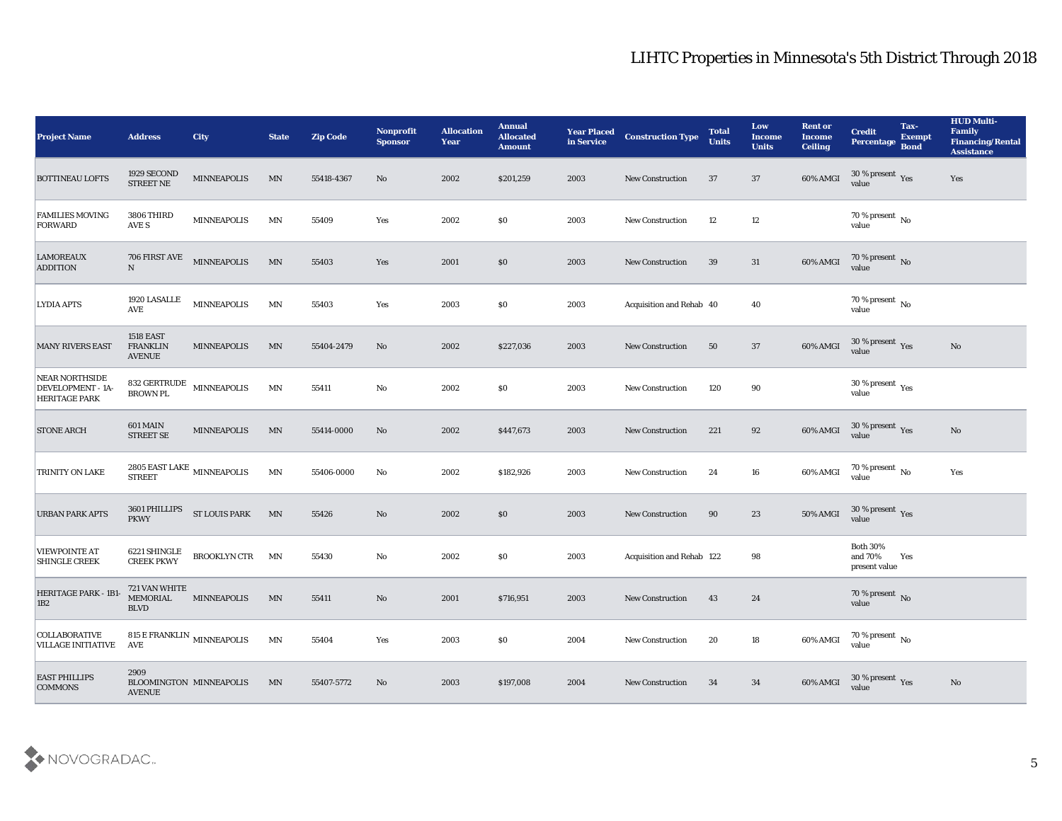# LIHTC Properties in Minnesota's 5th District Through 2018

| Project Name | Address | City | State | Zip Code | Nonprofit Sponsor | Allocation Year | Annual Allocated Amount | Year Placed in Service | Construction Type | Total Units | Low Income Units | Rent or Income Ceiling | Credit Percentage | Tax-Exempt Bond | HUD Multi-Family Financing/Rental Assistance |
|---|---|---|---|---|---|---|---|---|---|---|---|---|---|---|---|
| BOTTINEAU LOFTS | 1929 SECOND STREET NE | MINNEAPOLIS | MN | 55418-4367 | No | 2002 | $201,259 | 2003 | New Construction | 37 | 37 | 60% AMGI | 30 % present value | Yes | Yes |
| FAMILIES MOVING FORWARD | 3806 THIRD AVE S | MINNEAPOLIS | MN | 55409 | Yes | 2002 | $0 | 2003 | New Construction | 12 | 12 | | 70 % present value | No | |
| LAMOREAUX ADDITION | 706 FIRST AVE N | MINNEAPOLIS | MN | 55403 | Yes | 2001 | $0 | 2003 | New Construction | 39 | 31 | 60% AMGI | 70 % present value | No | |
| LYDIA APTS | 1920 LASALLE AVE | MINNEAPOLIS | MN | 55403 | Yes | 2003 | $0 | 2003 | Acquisition and Rehab | 40 | 40 | | 70 % present value | No | |
| MANY RIVERS EAST | 1518 EAST FRANKLIN AVENUE | MINNEAPOLIS | MN | 55404-2479 | No | 2002 | $227,036 | 2003 | New Construction | 50 | 37 | 60% AMGI | 30 % present value | Yes | No |
| NEAR NORTHSIDE DEVELOPMENT - 1A-HERITAGE PARK | 832 GERTRUDE BROWN PL | MINNEAPOLIS | MN | 55411 | No | 2002 | $0 | 2003 | New Construction | 120 | 90 | | 30 % present value | Yes | |
| STONE ARCH | 601 MAIN STREET SE | MINNEAPOLIS | MN | 55414-0000 | No | 2002 | $447,673 | 2003 | New Construction | 221 | 92 | 60% AMGI | 30 % present value | Yes | No |
| TRINITY ON LAKE | 2805 EAST LAKE STREET | MINNEAPOLIS | MN | 55406-0000 | No | 2002 | $182,926 | 2003 | New Construction | 24 | 16 | 60% AMGI | 70 % present value | No | Yes |
| URBAN PARK APTS | 3601 PHILLIPS PKWY | ST LOUIS PARK | MN | 55426 | No | 2002 | $0 | 2003 | New Construction | 90 | 23 | 50% AMGI | 30 % present value | Yes | |
| VIEWPOINTE AT SHINGLE CREEK | 6221 SHINGLE CREEK PKWY | BROOKLYN CTR | MN | 55430 | No | 2002 | $0 | 2003 | Acquisition and Rehab | 122 | 98 | | Both 30% and 70% present value | Yes | |
| HERITAGE PARK - 1B1-1B2 | 721 VAN WHITE MEMORIAL BLVD | MINNEAPOLIS | MN | 55411 | No | 2001 | $716,951 | 2003 | New Construction | 43 | 24 | | 70 % present value | No | |
| COLLABORATIVE VILLAGE INITIATIVE | 815 E FRANKLIN AVE | MINNEAPOLIS | MN | 55404 | Yes | 2003 | $0 | 2004 | New Construction | 20 | 18 | 60% AMGI | 70 % present value | No | |
| EAST PHILLIPS COMMONS | 2909 BLOOMINGTON AVENUE | MINNEAPOLIS | MN | 55407-5772 | No | 2003 | $197,008 | 2004 | New Construction | 34 | 34 | 60% AMGI | 30 % present value | Yes | No |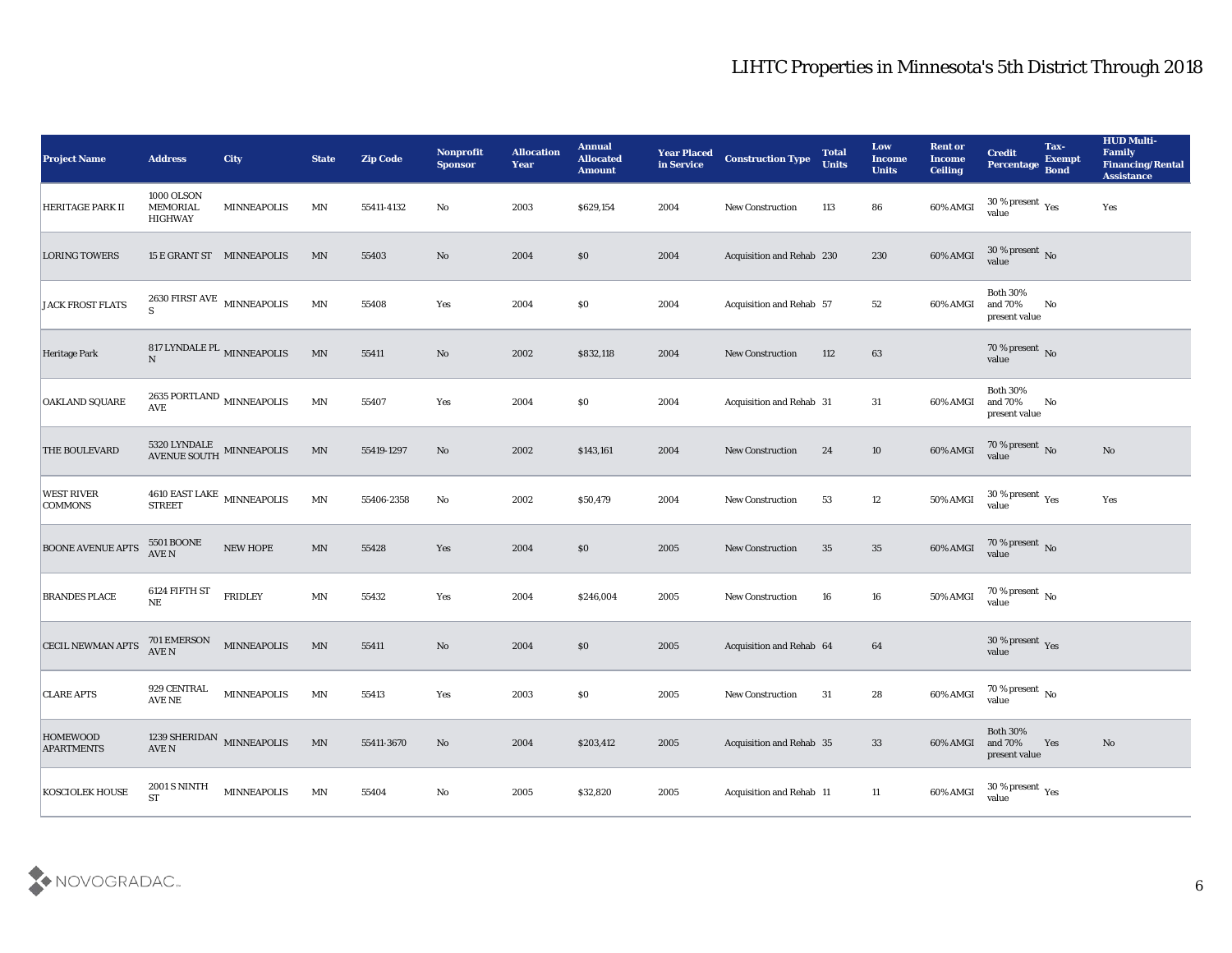# LIHTC Properties in Minnesota's 5th District Through 2018

| Project Name | Address | City | State | Zip Code | Nonprofit Sponsor | Allocation Year | Annual Allocated Amount | Year Placed in Service | Construction Type | Total Units | Low Income Units | Rent or Income Ceiling | Credit Percentage | Tax-Exempt Bond | HUD Multi-Family Financing/Rental Assistance |
|---|---|---|---|---|---|---|---|---|---|---|---|---|---|---|---|
| HERITAGE PARK II | 1000 OLSON MEMORIAL HIGHWAY | MINNEAPOLIS | MN | 55411-4132 | No | 2003 | $629,154 | 2004 | New Construction | 113 | 86 | 60% AMGI | 30 % present value | Yes | Yes |
| LORING TOWERS | 15 E GRANT ST | MINNEAPOLIS | MN | 55403 | No | 2004 | $0 | 2004 | Acquisition and Rehab | 230 | 230 | 60% AMGI | 30 % present value | No | |
| JACK FROST FLATS | 2630 FIRST AVE S | MINNEAPOLIS | MN | 55408 | Yes | 2004 | $0 | 2004 | Acquisition and Rehab | 57 | 52 | 60% AMGI | Both 30% and 70% present value | No | |
| Heritage Park | 817 LYNDALE PL N | MINNEAPOLIS | MN | 55411 | No | 2002 | $832,118 | 2004 | New Construction | 112 | 63 | | 70 % present value | No | |
| OAKLAND SQUARE | 2635 PORTLAND AVE | MINNEAPOLIS | MN | 55407 | Yes | 2004 | $0 | 2004 | Acquisition and Rehab | 31 | 31 | 60% AMGI | Both 30% and 70% present value | No | |
| THE BOULEVARD | 5320 LYNDALE AVENUE SOUTH | MINNEAPOLIS | MN | 55419-1297 | No | 2002 | $143,161 | 2004 | New Construction | 24 | 10 | 60% AMGI | 70 % present value | No | No |
| WEST RIVER COMMONS | 4610 EAST LAKE STREET | MINNEAPOLIS | MN | 55406-2358 | No | 2002 | $50,479 | 2004 | New Construction | 53 | 12 | 50% AMGI | 30 % present value | Yes | Yes |
| BOONE AVENUE APTS | 5501 BOONE AVE N | NEW HOPE | MN | 55428 | Yes | 2004 | $0 | 2005 | New Construction | 35 | 35 | 60% AMGI | 70 % present value | No | |
| BRANDES PLACE | 6124 FIFTH ST NE | FRIDLEY | MN | 55432 | Yes | 2004 | $246,004 | 2005 | New Construction | 16 | 16 | 50% AMGI | 70 % present value | No | |
| CECIL NEWMAN APTS | 701 EMERSON AVE N | MINNEAPOLIS | MN | 55411 | No | 2004 | $0 | 2005 | Acquisition and Rehab | 64 | 64 | | 30 % present value | Yes | |
| CLARE APTS | 929 CENTRAL AVE NE | MINNEAPOLIS | MN | 55413 | Yes | 2003 | $0 | 2005 | New Construction | 31 | 28 | 60% AMGI | 70 % present value | No | |
| HOMEWOOD APARTMENTS | 1239 SHERIDAN AVE N | MINNEAPOLIS | MN | 55411-3670 | No | 2004 | $203,412 | 2005 | Acquisition and Rehab | 35 | 33 | 60% AMGI | Both 30% and 70% present value | Yes | No |
| KOSCIOLEK HOUSE | 2001 S NINTH ST | MINNEAPOLIS | MN | 55404 | No | 2005 | $32,820 | 2005 | Acquisition and Rehab | 11 | 11 | 60% AMGI | 30 % present value | Yes | |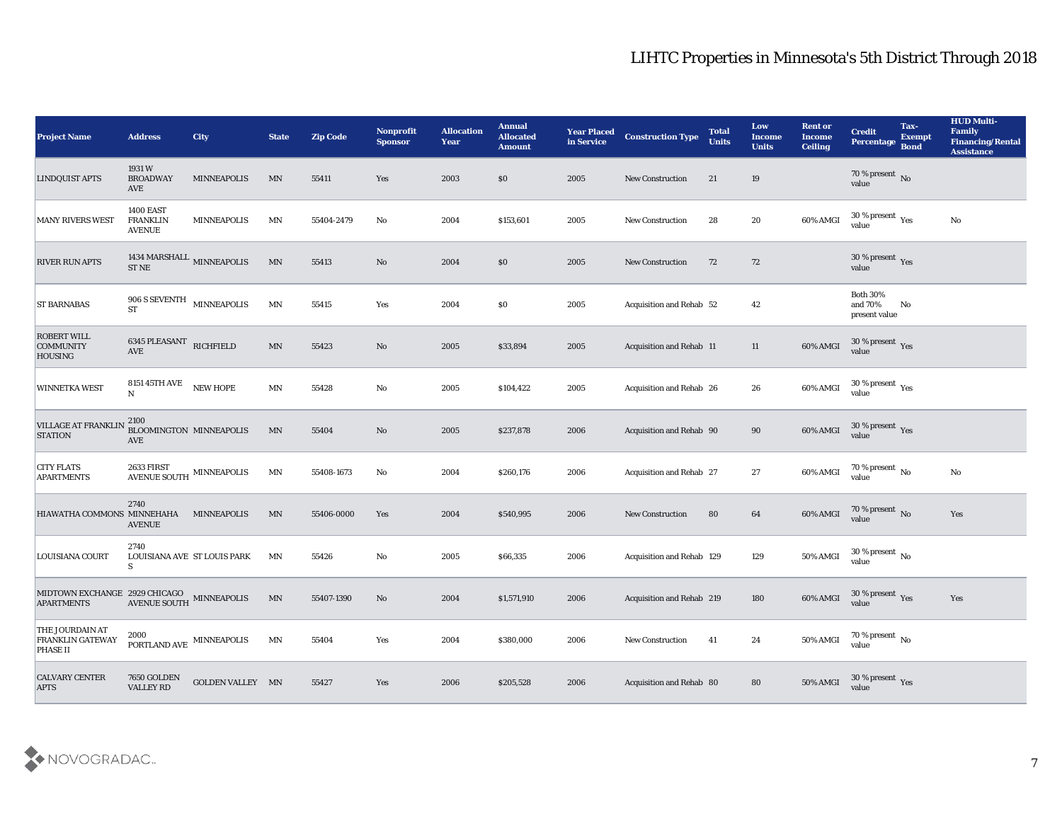# LIHTC Properties in Minnesota's 5th District Through 2018

| Project Name | Address | City | State | Zip Code | Nonprofit Sponsor | Allocation Year | Annual Allocated Amount | Year Placed in Service | Construction Type | Total Units | Low Income Units | Rent or Income Ceiling | Credit Percentage | Tax-Exempt Bond | HUD Multi-Family Financing/Rental Assistance |
|---|---|---|---|---|---|---|---|---|---|---|---|---|---|---|---|
| LINDQUIST APTS | 1931 W BROADWAY AVE | MINNEAPOLIS | MN | 55411 | Yes | 2003 | $0 | 2005 | New Construction | 21 | 19 | | 70 % present value | No | |
| MANY RIVERS WEST | 1400 EAST FRANKLIN AVENUE | MINNEAPOLIS | MN | 55404-2479 | No | 2004 | $153,601 | 2005 | New Construction | 28 | 20 | 60% AMGI | 30 % present value | Yes | No |
| RIVER RUN APTS | 1434 MARSHALL ST NE | MINNEAPOLIS | MN | 55413 | No | 2004 | $0 | 2005 | New Construction | 72 | 72 | | 30 % present value | Yes | |
| ST BARNABAS | 906 S SEVENTH ST | MINNEAPOLIS | MN | 55415 | Yes | 2004 | $0 | 2005 | Acquisition and Rehab | 52 | 42 | | Both 30% and 70% present value | No | |
| ROBERT WILL COMMUNITY HOUSING | 6345 PLEASANT AVE | RICHFIELD | MN | 55423 | No | 2005 | $33,894 | 2005 | Acquisition and Rehab | 11 | 11 | 60% AMGI | 30 % present value | Yes | |
| WINNETKA WEST | 8151 45TH AVE N | NEW HOPE | MN | 55428 | No | 2005 | $104,422 | 2005 | Acquisition and Rehab | 26 | 26 | 60% AMGI | 30 % present value | Yes | |
| VILLAGE AT FRANKLIN STATION | 2100 BLOOMINGTON AVE | MINNEAPOLIS | MN | 55404 | No | 2005 | $237,878 | 2006 | Acquisition and Rehab | 90 | 90 | 60% AMGI | 30 % present value | Yes | |
| CITY FLATS APARTMENTS | 2633 FIRST AVENUE SOUTH | MINNEAPOLIS | MN | 55408-1673 | No | 2004 | $260,176 | 2006 | Acquisition and Rehab | 27 | 27 | 60% AMGI | 70 % present value | No | No |
| HIAWATHA COMMONS | 2740 MINNEHAHA AVENUE | MINNEAPOLIS | MN | 55406-0000 | Yes | 2004 | $540,995 | 2006 | New Construction | 80 | 64 | 60% AMGI | 70 % present value | No | Yes |
| LOUISIANA COURT | 2740 LOUISIANA AVE S | ST LOUIS PARK | MN | 55426 | No | 2005 | $66,335 | 2006 | Acquisition and Rehab | 129 | 129 | 50% AMGI | 30 % present value | No | |
| MIDTOWN EXCHANGE APARTMENTS | 2929 CHICAGO AVENUE SOUTH | MINNEAPOLIS | MN | 55407-1390 | No | 2004 | $1,571,910 | 2006 | Acquisition and Rehab | 219 | 180 | 60% AMGI | 30 % present value | Yes | Yes |
| THE JOURDAIN AT FRANKLIN GATEWAY PHASE II | 2000 PORTLAND AVE | MINNEAPOLIS | MN | 55404 | Yes | 2004 | $380,000 | 2006 | New Construction | 41 | 24 | 50% AMGI | 70 % present value | No | |
| CALVARY CENTER APTS | 7650 GOLDEN VALLEY RD | GOLDEN VALLEY | MN | 55427 | Yes | 2006 | $205,528 | 2006 | Acquisition and Rehab | 80 | 80 | 50% AMGI | 30 % present value | Yes | |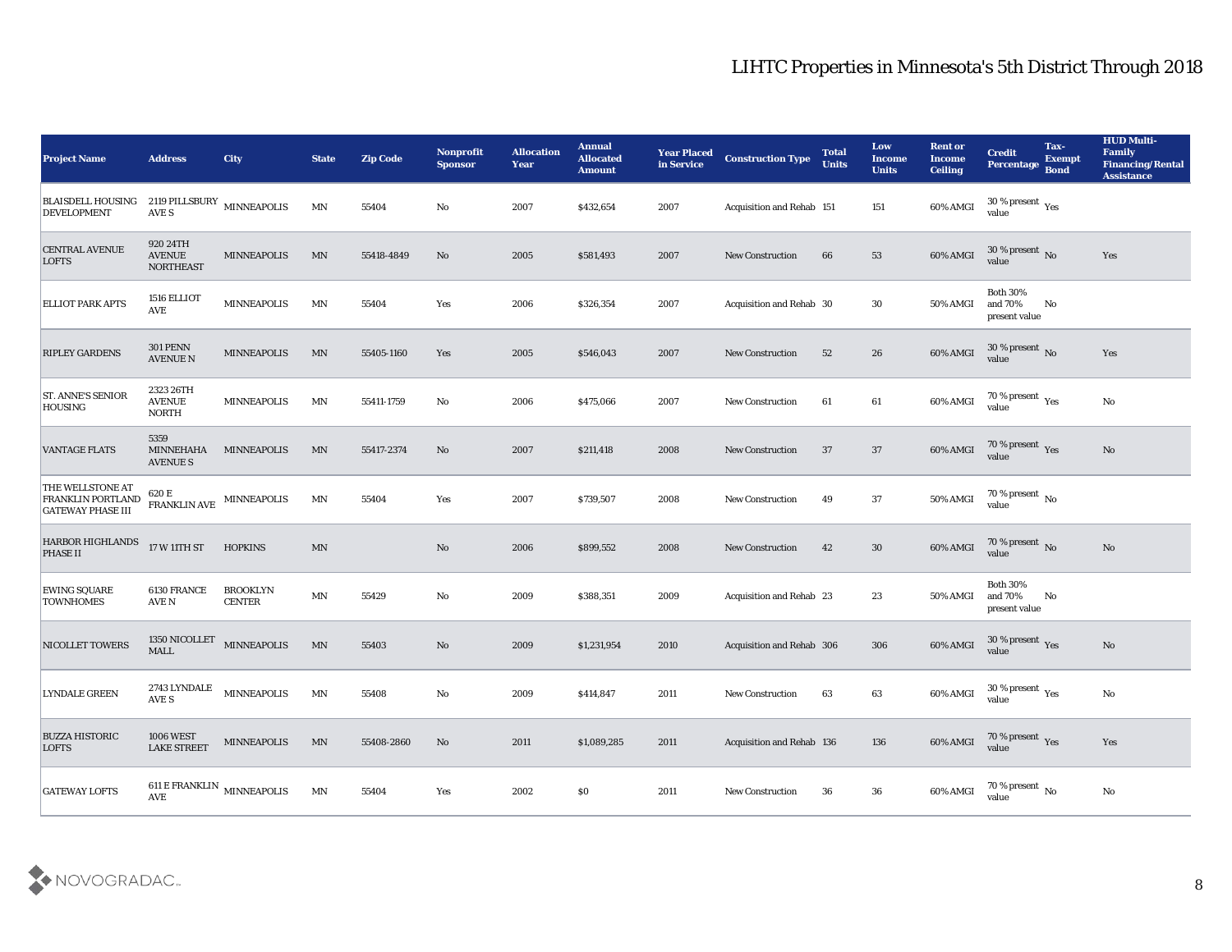# LIHTC Properties in Minnesota's 5th District Through 2018

| Project Name | Address | City | State | Zip Code | Nonprofit Sponsor | Allocation Year | Annual Allocated Amount | Year Placed in Service | Construction Type | Total Units | Low Income Units | Rent or Income Ceiling | Credit Percentage | Tax-Exempt Bond | HUD Multi-Family Financing/Rental Assistance |
|---|---|---|---|---|---|---|---|---|---|---|---|---|---|---|---|
| BLAISDELL HOUSING DEVELOPMENT | 2119 PILLSBURY AVE S | MINNEAPOLIS | MN | 55404 | No | 2007 | $432,654 | 2007 | Acquisition and Rehab | 151 | 151 | 60% AMGI | 30 % present value | Yes | |
| CENTRAL AVENUE LOFTS | 920 24TH AVENUE NORTHEAST | MINNEAPOLIS | MN | 55418-4849 | No | 2005 | $581,493 | 2007 | New Construction | 66 | 53 | 60% AMGI | 30 % present value | No | Yes |
| ELLIOT PARK APTS | 1516 ELLIOT AVE | MINNEAPOLIS | MN | 55404 | Yes | 2006 | $326,354 | 2007 | Acquisition and Rehab | 30 | 30 | 50% AMGI | Both 30% and 70% present value | No | |
| RIPLEY GARDENS | 301 PENN AVENUE N | MINNEAPOLIS | MN | 55405-1160 | Yes | 2005 | $546,043 | 2007 | New Construction | 52 | 26 | 60% AMGI | 30 % present value | No | Yes |
| ST. ANNE'S SENIOR HOUSING | 2323 26TH AVENUE NORTH | MINNEAPOLIS | MN | 55411-1759 | No | 2006 | $475,066 | 2007 | New Construction | 61 | 61 | 60% AMGI | 70 % present value | Yes | No |
| VANTAGE FLATS | 5359 MINNEHAHA AVENUE S | MINNEAPOLIS | MN | 55417-2374 | No | 2007 | $211,418 | 2008 | New Construction | 37 | 37 | 60% AMGI | 70 % present value | Yes | No |
| THE WELLSTONE AT FRANKLIN PORTLAND GATEWAY PHASE III | 620 E FRANKLIN AVE | MINNEAPOLIS | MN | 55404 | Yes | 2007 | $739,507 | 2008 | New Construction | 49 | 37 | 50% AMGI | 70 % present value | No | |
| HARBOR HIGHLANDS PHASE II | 17 W 11TH ST | HOPKINS | MN | | No | 2006 | $899,552 | 2008 | New Construction | 42 | 30 | 60% AMGI | 70 % present value | No | No |
| EWING SQUARE TOWNHOMES | 6130 FRANCE AVE N | BROOKLYN CENTER | MN | 55429 | No | 2009 | $388,351 | 2009 | Acquisition and Rehab | 23 | 23 | 50% AMGI | Both 30% and 70% present value | No | |
| NICOLLET TOWERS | 1350 NICOLLET MALL | MINNEAPOLIS | MN | 55403 | No | 2009 | $1,231,954 | 2010 | Acquisition and Rehab | 306 | 306 | 60% AMGI | 30 % present value | Yes | No |
| LYNDALE GREEN | 2743 LYNDALE AVE S | MINNEAPOLIS | MN | 55408 | No | 2009 | $414,847 | 2011 | New Construction | 63 | 63 | 60% AMGI | 30 % present value | Yes | No |
| BUZZA HISTORIC LOFTS | 1006 WEST LAKE STREET | MINNEAPOLIS | MN | 55408-2860 | No | 2011 | $1,089,285 | 2011 | Acquisition and Rehab | 136 | 136 | 60% AMGI | 70 % present value | Yes | Yes |
| GATEWAY LOFTS | 611 E FRANKLIN AVE | MINNEAPOLIS | MN | 55404 | Yes | 2002 | $0 | 2011 | New Construction | 36 | 36 | 60% AMGI | 70 % present value | No | No |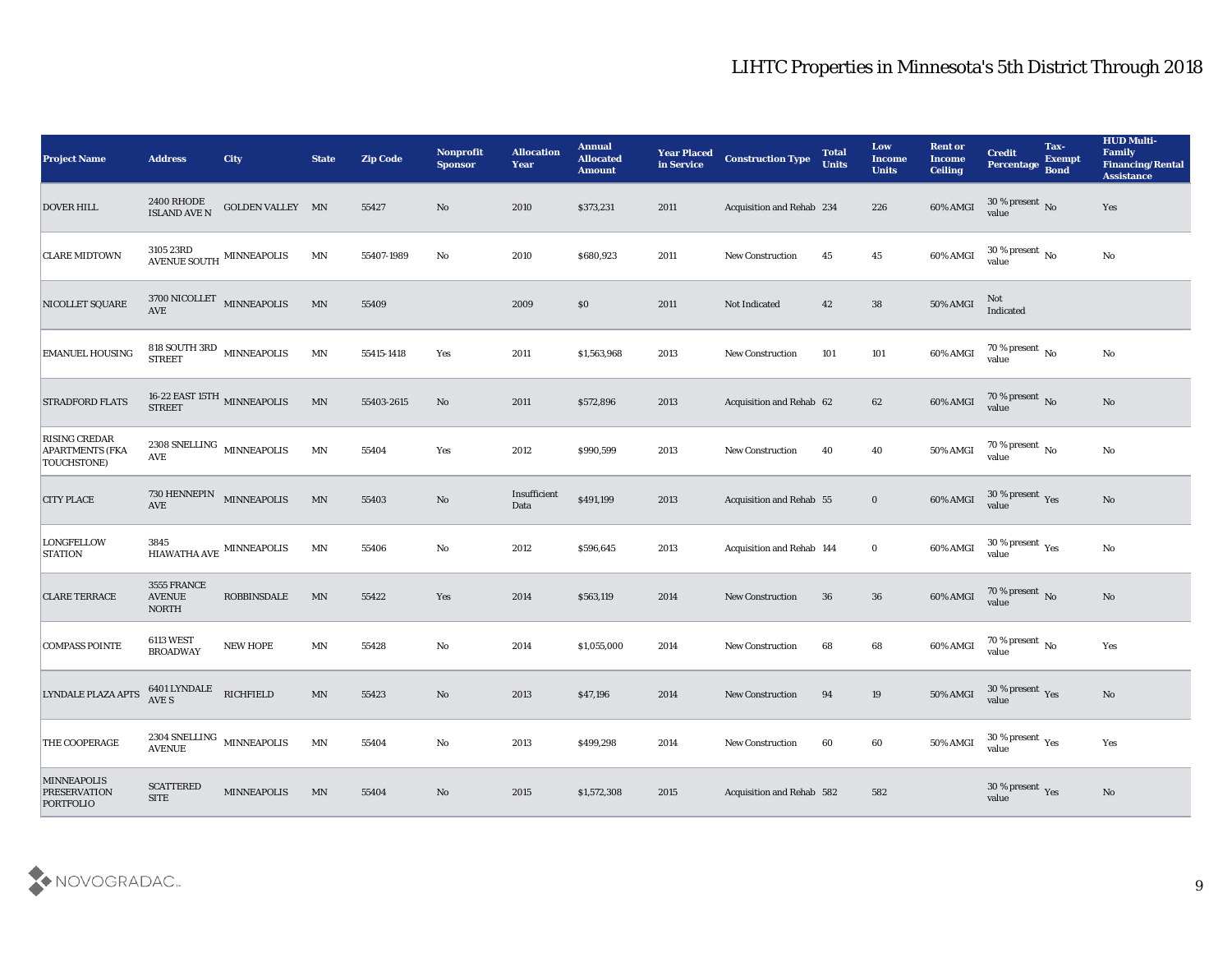# LIHTC Properties in Minnesota's 5th District Through 2018

| Project Name | Address | City | State | Zip Code | Nonprofit Sponsor | Allocation Year | Annual Allocated Amount | Year Placed in Service | Construction Type | Total Units | Low Income Units | Rent or Income Ceiling | Credit Percentage | Tax-Exempt Bond | HUD Multi-Family Financing/Rental Assistance |
|---|---|---|---|---|---|---|---|---|---|---|---|---|---|---|---|
| DOVER HILL | 2400 RHODE ISLAND AVE N | GOLDEN VALLEY | MN | 55427 | No | 2010 | $373,231 | 2011 | Acquisition and Rehab | 234 | 226 | 60% AMGI | 30 % present value | No | Yes |
| CLARE MIDTOWN | 3105 23RD AVENUE SOUTH | MINNEAPOLIS | MN | 55407-1989 | No | 2010 | $680,923 | 2011 | New Construction | 45 | 45 | 60% AMGI | 30 % present value | No | No |
| NICOLLET SQUARE | 3700 NICOLLET AVE | MINNEAPOLIS | MN | 55409 | | 2009 | $0 | 2011 | Not Indicated | 42 | 38 | 50% AMGI | Not Indicated | | |
| EMANUEL HOUSING | 818 SOUTH 3RD STREET | MINNEAPOLIS | MN | 55415-1418 | Yes | 2011 | $1,563,968 | 2013 | New Construction | 101 | 101 | 60% AMGI | 70 % present value | No | No |
| STRADFORD FLATS | 16-22 EAST 15TH STREET | MINNEAPOLIS | MN | 55403-2615 | No | 2011 | $572,896 | 2013 | Acquisition and Rehab | 62 | 62 | 60% AMGI | 70 % present value | No | No |
| RISING CREDAR APARTMENTS (FKA TOUCHSTONE) | 2308 SNELLING AVE | MINNEAPOLIS | MN | 55404 | Yes | 2012 | $990,599 | 2013 | New Construction | 40 | 40 | 50% AMGI | 70 % present value | No | No |
| CITY PLACE | 730 HENNEPIN AVE | MINNEAPOLIS | MN | 55403 | No | Insufficient Data | $491,199 | 2013 | Acquisition and Rehab | 55 | 0 | 60% AMGI | 30 % present value | Yes | No |
| LONGFELLOW STATION | 3845 HIAWATHA AVE | MINNEAPOLIS | MN | 55406 | No | 2012 | $596,645 | 2013 | Acquisition and Rehab | 144 | 0 | 60% AMGI | 30 % present value | Yes | No |
| CLARE TERRACE | 3555 FRANCE AVENUE NORTH | ROBBINSDALE | MN | 55422 | Yes | 2014 | $563,119 | 2014 | New Construction | 36 | 36 | 60% AMGI | 70 % present value | No | No |
| COMPASS POINTE | 6113 WEST BROADWAY | NEW HOPE | MN | 55428 | No | 2014 | $1,055,000 | 2014 | New Construction | 68 | 68 | 60% AMGI | 70 % present value | No | Yes |
| LYNDALE PLAZA APTS | 6401 LYNDALE AVE S | RICHFIELD | MN | 55423 | No | 2013 | $47,196 | 2014 | New Construction | 94 | 19 | 50% AMGI | 30 % present value | Yes | No |
| THE COOPERAGE | 2304 SNELLING AVENUE | MINNEAPOLIS | MN | 55404 | No | 2013 | $499,298 | 2014 | New Construction | 60 | 60 | 50% AMGI | 30 % present value | Yes | Yes |
| MINNEAPOLIS PRESERVATION PORTFOLIO | SCATTERED SITE | MINNEAPOLIS | MN | 55404 | No | 2015 | $1,572,308 | 2015 | Acquisition and Rehab | 582 | 582 | | 30 % present value | Yes | No |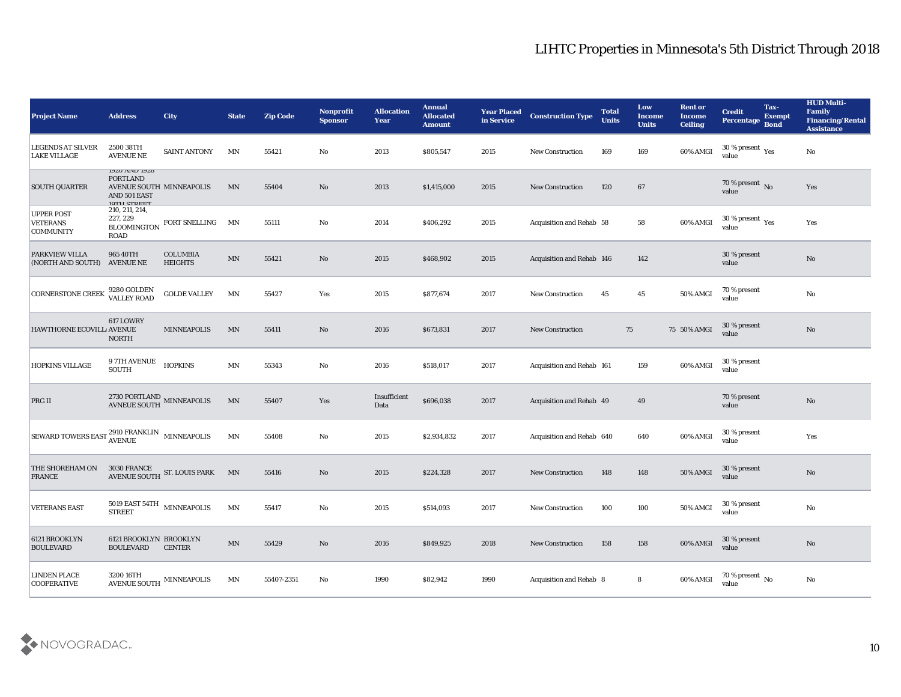# LIHTC Properties in Minnesota's 5th District Through 2018

| Project Name | Address | City | State | Zip Code | Nonprofit Sponsor | Allocation Year | Annual Allocated Amount | Year Placed in Service | Construction Type | Total Units | Low Income Units | Rent or Income Ceiling | Credit Percentage | Tax-Exempt Bond | HUD Multi-Family Financing/Rental Assistance |
|---|---|---|---|---|---|---|---|---|---|---|---|---|---|---|---|
| LEGENDS AT SILVER LAKE VILLAGE | 2500 38TH AVENUE NE | SAINT ANTONY | MN | 55421 | No | 2013 | $805,547 | 2015 | New Construction | 169 | 169 | 60% AMGI | 30 % present value | Yes | No |
| SOUTH QUARTER | 1920 AND 1928 PORTLAND AVENUE SOUTH AND 501 EAST 19TH STREET | MINNEAPOLIS | MN | 55404 | No | 2013 | $1,415,000 | 2015 | New Construction | 120 | 67 | | 70 % present value | No | Yes |
| UPPER POST VETERANS COMMUNITY | 210, 211, 214, 227, 229 BLOOMINGTON ROAD | FORT SNELLING | MN | 55111 | No | 2014 | $406,292 | 2015 | Acquisition and Rehab | 58 | 58 | 60% AMGI | 30 % present value | Yes | Yes |
| PARKVIEW VILLA (NORTH AND SOUTH) | 965 40TH AVENUE NE | COLUMBIA HEIGHTS | MN | 55421 | No | 2015 | $468,902 | 2015 | Acquisition and Rehab | 146 | 142 | | 30 % present value | | No |
| CORNERSTONE CREEK | 9280 GOLDEN VALLEY ROAD | GOLDE VALLEY | MN | 55427 | Yes | 2015 | $877,674 | 2017 | New Construction | 45 | 45 | 50% AMGI | 70 % present value | | No |
| HAWTHORNE ECOVILLA | 617 LOWRY AVENUE NORTH | MINNEAPOLIS | MN | 55411 | No | 2016 | $673,831 | 2017 | New Construction | 75 | 75 | 50% AMGI | 30 % present value | | No |
| HOPKINS VILLAGE | 9 7TH AVENUE SOUTH | HOPKINS | MN | 55343 | No | 2016 | $518,017 | 2017 | Acquisition and Rehab | 161 | 159 | 60% AMGI | 30 % present value | | |
| PRG II | 2730 PORTLAND AVNEUE SOUTH | MINNEAPOLIS | MN | 55407 | Yes | Insufficient Data | $696,038 | 2017 | Acquisition and Rehab | 49 | 49 | | 70 % present value | | No |
| SEWARD TOWERS EAST | 2910 FRANKLIN AVENUE | MINNEAPOLIS | MN | 55408 | No | 2015 | $2,934,832 | 2017 | Acquisition and Rehab | 640 | 640 | 60% AMGI | 30 % present value | | Yes |
| THE SHOREHAM ON FRANCE | 3030 FRANCE AVENUE SOUTH | ST. LOUIS PARK | MN | 55416 | No | 2015 | $224,328 | 2017 | New Construction | 148 | 148 | 50% AMGI | 30 % present value | | No |
| VETERANS EAST | 5019 EAST 54TH STREET | MINNEAPOLIS | MN | 55417 | No | 2015 | $514,093 | 2017 | New Construction | 100 | 100 | 50% AMGI | 30 % present value | | No |
| 6121 BROOKLYN BOULEVARD | 6121 BROOKLYN BOULEVARD | BROOKLYN CENTER | MN | 55429 | No | 2016 | $849,925 | 2018 | New Construction | 158 | 158 | 60% AMGI | 30 % present value | | No |
| LINDEN PLACE COOPERATIVE | 3200 16TH AVENUE SOUTH | MINNEAPOLIS | MN | 55407-2351 | No | 1990 | $82,942 | 1990 | Acquisition and Rehab | 8 | 8 | 60% AMGI | 70 % present value | No | No |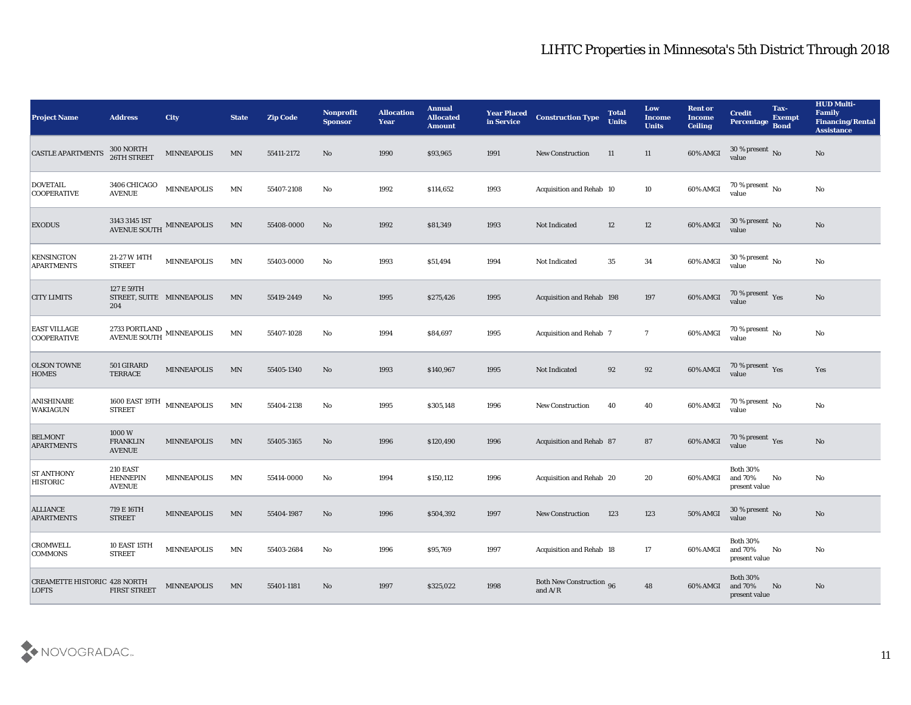# LIHTC Properties in Minnesota's 5th District Through 2018

| Project Name | Address | City | State | Zip Code | Nonprofit Sponsor | Allocation Year | Annual Allocated Amount | Year Placed in Service | Construction Type | Total Units | Low Income Units | Rent or Income Ceiling | Credit Percentage | Tax-Exempt Bond | HUD Multi-Family Financing/Rental Assistance |
|---|---|---|---|---|---|---|---|---|---|---|---|---|---|---|---|
| CASTLE APARTMENTS | 300 NORTH 26TH STREET | MINNEAPOLIS | MN | 55411-2172 | No | 1990 | $93,965 | 1991 | New Construction | 11 | 11 | 60% AMGI | 30 % present value | No | No |
| DOVETAIL COOPERATIVE | 3406 CHICAGO AVENUE | MINNEAPOLIS | MN | 55407-2108 | No | 1992 | $114,652 | 1993 | Acquisition and Rehab | 10 | 10 | 60% AMGI | 70 % present value | No | No |
| EXODUS | 3143 3145 1ST AVENUE SOUTH | MINNEAPOLIS | MN | 55408-0000 | No | 1992 | $81,349 | 1993 | Not Indicated | 12 | 12 | 60% AMGI | 30 % present value | No | No |
| KENSINGTON APARTMENTS | 21-27 W 14TH STREET | MINNEAPOLIS | MN | 55403-0000 | No | 1993 | $51,494 | 1994 | Not Indicated | 35 | 34 | 60% AMGI | 30 % present value | No | No |
| CITY LIMITS | 127 E 59TH STREET, SUITE 204 | MINNEAPOLIS | MN | 55419-2449 | No | 1995 | $275,426 | 1995 | Acquisition and Rehab | 198 | 197 | 60% AMGI | 70 % present value | Yes | No |
| EAST VILLAGE COOPERATIVE | 2733 PORTLAND AVENUE SOUTH | MINNEAPOLIS | MN | 55407-1028 | No | 1994 | $84,697 | 1995 | Acquisition and Rehab | 7 | 7 | 60% AMGI | 70 % present value | No | No |
| OLSON TOWNE HOMES | 501 GIRARD TERRACE | MINNEAPOLIS | MN | 55405-1340 | No | 1993 | $140,967 | 1995 | Not Indicated | 92 | 92 | 60% AMGI | 70 % present value | Yes | Yes |
| ANISHINABE WAKIAGUN | 1600 EAST 19TH STREET | MINNEAPOLIS | MN | 55404-2138 | No | 1995 | $305,148 | 1996 | New Construction | 40 | 40 | 60% AMGI | 70 % present value | No | No |
| BELMONT APARTMENTS | 1000 W FRANKLIN AVENUE | MINNEAPOLIS | MN | 55405-3165 | No | 1996 | $120,490 | 1996 | Acquisition and Rehab | 87 | 87 | 60% AMGI | 70 % present value | Yes | No |
| ST ANTHONY HISTORIC | 210 EAST HENNEPIN AVENUE | MINNEAPOLIS | MN | 55414-0000 | No | 1994 | $150,112 | 1996 | Acquisition and Rehab | 20 | 20 | 60% AMGI | Both 30% and 70% present value | No | No |
| ALLIANCE APARTMENTS | 719 E 16TH STREET | MINNEAPOLIS | MN | 55404-1987 | No | 1996 | $504,392 | 1997 | New Construction | 123 | 123 | 50% AMGI | 30 % present value | No | No |
| CROMWELL COMMONS | 10 EAST 15TH STREET | MINNEAPOLIS | MN | 55403-2684 | No | 1996 | $95,769 | 1997 | Acquisition and Rehab | 18 | 17 | 60% AMGI | Both 30% and 70% present value | No | No |
| CREAMETTE HISTORIC LOFTS | 428 NORTH FIRST STREET | MINNEAPOLIS | MN | 55401-1181 | No | 1997 | $325,022 | 1998 | Both New Construction and A/R | 96 | 48 | 60% AMGI | Both 30% and 70% present value | No | No |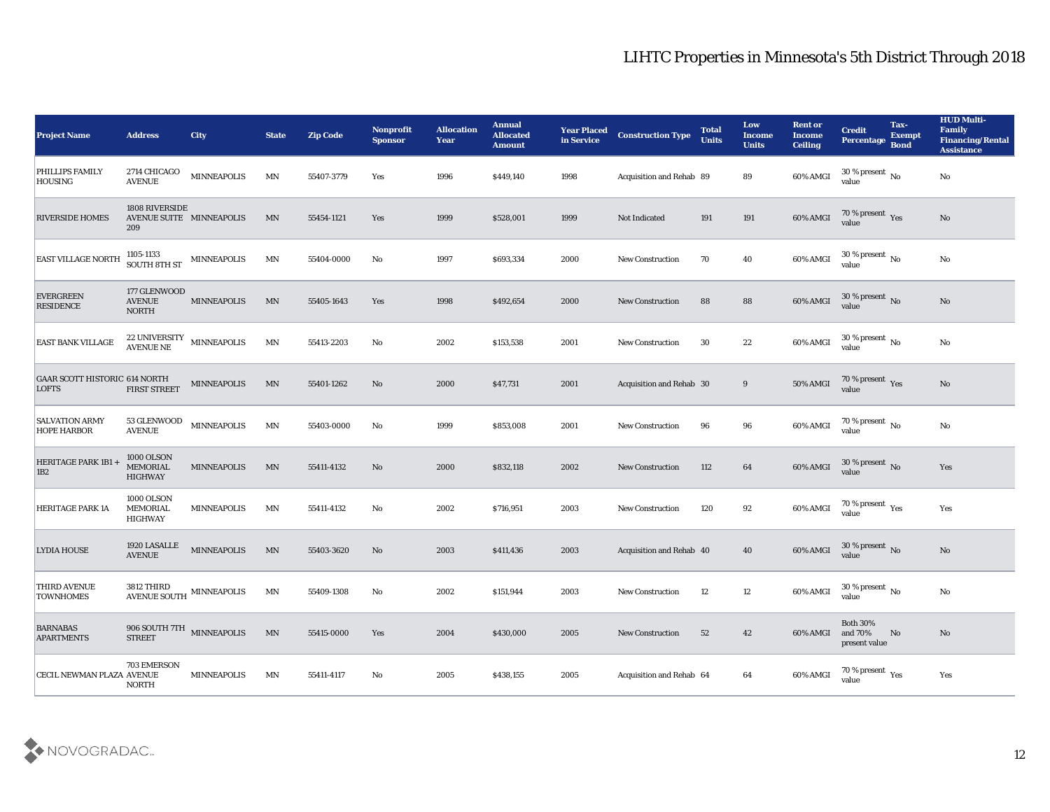# LIHTC Properties in Minnesota's 5th District Through 2018

| Project Name | Address | City | State | Zip Code | Nonprofit Sponsor | Allocation Year | Annual Allocated Amount | Year Placed in Service | Construction Type | Total Units | Low Income Units | Rent or Income Ceiling | Credit Percentage | Tax-Exempt Bond | HUD Multi-Family Financing/Rental Assistance |
|---|---|---|---|---|---|---|---|---|---|---|---|---|---|---|---|
| PHILLIPS FAMILY HOUSING | 2714 CHICAGO AVENUE | MINNEAPOLIS | MN | 55407-3779 | Yes | 1996 | $449,140 | 1998 | Acquisition and Rehab | 89 | 89 | 60% AMGI | 30 % present value | No | No |
| RIVERSIDE HOMES | 1808 RIVERSIDE AVENUE SUITE 209 | MINNEAPOLIS | MN | 55454-1121 | Yes | 1999 | $528,001 | 1999 | Not Indicated | 191 | 191 | 60% AMGI | 70 % present value | Yes | No |
| EAST VILLAGE NORTH | 1105-1133 SOUTH 8TH ST | MINNEAPOLIS | MN | 55404-0000 | No | 1997 | $693,334 | 2000 | New Construction | 70 | 40 | 60% AMGI | 30 % present value | No | No |
| EVERGREEN RESIDENCE | 177 GLENWOOD AVENUE NORTH | MINNEAPOLIS | MN | 55405-1643 | Yes | 1998 | $492,654 | 2000 | New Construction | 88 | 88 | 60% AMGI | 30 % present value | No | No |
| EAST BANK VILLAGE | 22 UNIVERSITY AVENUE NE | MINNEAPOLIS | MN | 55413-2203 | No | 2002 | $153,538 | 2001 | New Construction | 30 | 22 | 60% AMGI | 30 % present value | No | No |
| GAAR SCOTT HISTORIC LOFTS | 614 NORTH FIRST STREET | MINNEAPOLIS | MN | 55401-1262 | No | 2000 | $47,731 | 2001 | Acquisition and Rehab | 30 | 9 | 50% AMGI | 70 % present value | Yes | No |
| SALVATION ARMY HOPE HARBOR | 53 GLENWOOD AVENUE | MINNEAPOLIS | MN | 55403-0000 | No | 1999 | $853,008 | 2001 | New Construction | 96 | 96 | 60% AMGI | 70 % present value | No | No |
| HERITAGE PARK 1B1 + 1B2 | 1000 OLSON MEMORIAL HIGHWAY | MINNEAPOLIS | MN | 55411-4132 | No | 2000 | $832,118 | 2002 | New Construction | 112 | 64 | 60% AMGI | 30 % present value | No | Yes |
| HERITAGE PARK 1A | 1000 OLSON MEMORIAL HIGHWAY | MINNEAPOLIS | MN | 55411-4132 | No | 2002 | $716,951 | 2003 | New Construction | 120 | 92 | 60% AMGI | 70 % present value | Yes | Yes |
| LYDIA HOUSE | 1920 LASALLE AVENUE | MINNEAPOLIS | MN | 55403-3620 | No | 2003 | $411,436 | 2003 | Acquisition and Rehab | 40 | 40 | 60% AMGI | 30 % present value | No | No |
| THIRD AVENUE TOWNHOMES | 3812 THIRD AVENUE SOUTH | MINNEAPOLIS | MN | 55409-1308 | No | 2002 | $151,944 | 2003 | New Construction | 12 | 12 | 60% AMGI | 30 % present value | No | No |
| BARNABAS APARTMENTS | 906 SOUTH 7TH STREET | MINNEAPOLIS | MN | 55415-0000 | Yes | 2004 | $430,000 | 2005 | New Construction | 52 | 42 | 60% AMGI | Both 30% and 70% present value | No | No |
| CECIL NEWMAN PLAZA | 703 EMERSON AVENUE NORTH | MINNEAPOLIS | MN | 55411-4117 | No | 2005 | $438,155 | 2005 | Acquisition and Rehab | 64 | 64 | 60% AMGI | 70 % present value | Yes | Yes |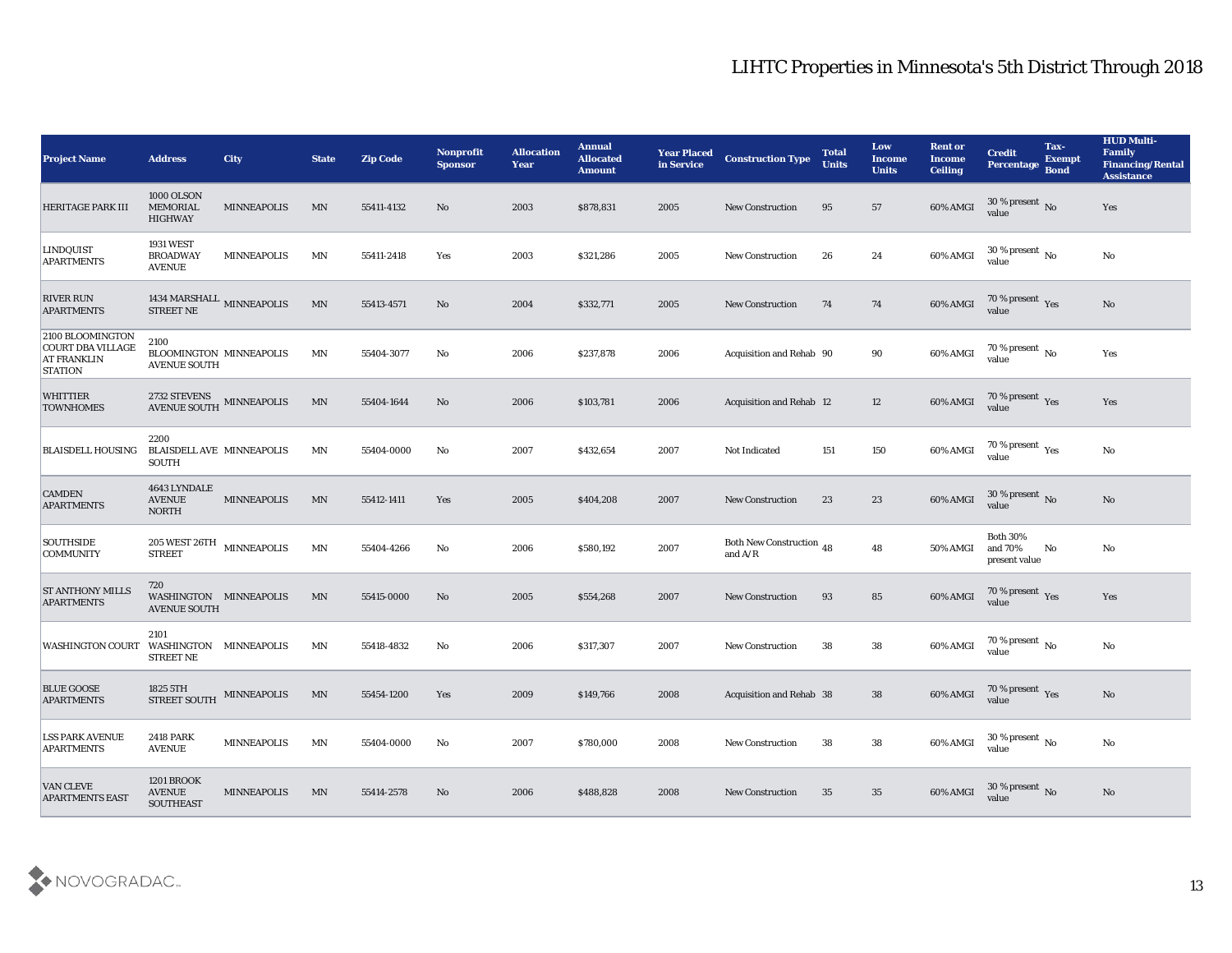# LIHTC Properties in Minnesota's 5th District Through 2018

| Project Name | Address | City | State | Zip Code | Nonprofit Sponsor | Allocation Year | Annual Allocated Amount | Year Placed in Service | Construction Type | Total Units | Low Income Units | Rent or Income Ceiling | Credit Percentage | Tax-Exempt Bond | HUD Multi-Family Financing/Rental Assistance |
|---|---|---|---|---|---|---|---|---|---|---|---|---|---|---|---|
| HERITAGE PARK III | 1000 OLSON MEMORIAL HIGHWAY | MINNEAPOLIS | MN | 55411-4132 | No | 2003 | $878,831 | 2005 | New Construction | 95 | 57 | 60% AMGI | 30 % present value | No | Yes |
| LINDQUIST APARTMENTS | 1931 WEST BROADWAY AVENUE | MINNEAPOLIS | MN | 55411-2418 | Yes | 2003 | $321,286 | 2005 | New Construction | 26 | 24 | 60% AMGI | 30 % present value | No | No |
| RIVER RUN APARTMENTS | 1434 MARSHALL STREET NE | MINNEAPOLIS | MN | 55413-4571 | No | 2004 | $332,771 | 2005 | New Construction | 74 | 74 | 60% AMGI | 70 % present value | Yes | No |
| 2100 BLOOMINGTON COURT DBA VILLAGE AT FRANKLIN STATION | 2100 BLOOMINGTON AVENUE SOUTH | MINNEAPOLIS | MN | 55404-3077 | No | 2006 | $237,878 | 2006 | Acquisition and Rehab | 90 | 90 | 60% AMGI | 70 % present value | No | Yes |
| WHITTIER TOWNHOMES | 2732 STEVENS AVENUE SOUTH | MINNEAPOLIS | MN | 55404-1644 | No | 2006 | $103,781 | 2006 | Acquisition and Rehab | 12 | 12 | 60% AMGI | 70 % present value | Yes | Yes |
| BLAISDELL HOUSING | 2200 BLAISDELL AVE SOUTH | MINNEAPOLIS | MN | 55404-0000 | No | 2007 | $432,654 | 2007 | Not Indicated | 151 | 150 | 60% AMGI | 70 % present value | Yes | No |
| CAMDEN APARTMENTS | 4643 LYNDALE AVENUE NORTH | MINNEAPOLIS | MN | 55412-1411 | Yes | 2005 | $404,208 | 2007 | New Construction | 23 | 23 | 60% AMGI | 30 % present value | No | No |
| SOUTHSIDE COMMUNITY | 205 WEST 26TH STREET | MINNEAPOLIS | MN | 55404-4266 | No | 2006 | $580,192 | 2007 | Both New Construction and A/R | 48 | 48 | 50% AMGI | Both 30% and 70% present value | No | No |
| ST ANTHONY MILLS APARTMENTS | 720 WASHINGTON AVENUE SOUTH | MINNEAPOLIS | MN | 55415-0000 | No | 2005 | $554,268 | 2007 | New Construction | 93 | 85 | 60% AMGI | 70 % present value | Yes | Yes |
| WASHINGTON COURT | 2101 WASHINGTON STREET NE | MINNEAPOLIS | MN | 55418-4832 | No | 2006 | $317,307 | 2007 | New Construction | 38 | 38 | 60% AMGI | 70 % present value | No | No |
| BLUE GOOSE APARTMENTS | 1825 5TH STREET SOUTH | MINNEAPOLIS | MN | 55454-1200 | Yes | 2009 | $149,766 | 2008 | Acquisition and Rehab | 38 | 38 | 60% AMGI | 70 % present value | Yes | No |
| LSS PARK AVENUE APARTMENTS | 2418 PARK AVENUE | MINNEAPOLIS | MN | 55404-0000 | No | 2007 | $780,000 | 2008 | New Construction | 38 | 38 | 60% AMGI | 30 % present value | No | No |
| VAN CLEVE APARTMENTS EAST | 1201 BROOK AVENUE SOUTHEAST | MINNEAPOLIS | MN | 55414-2578 | No | 2006 | $488,828 | 2008 | New Construction | 35 | 35 | 60% AMGI | 30 % present value | No | No |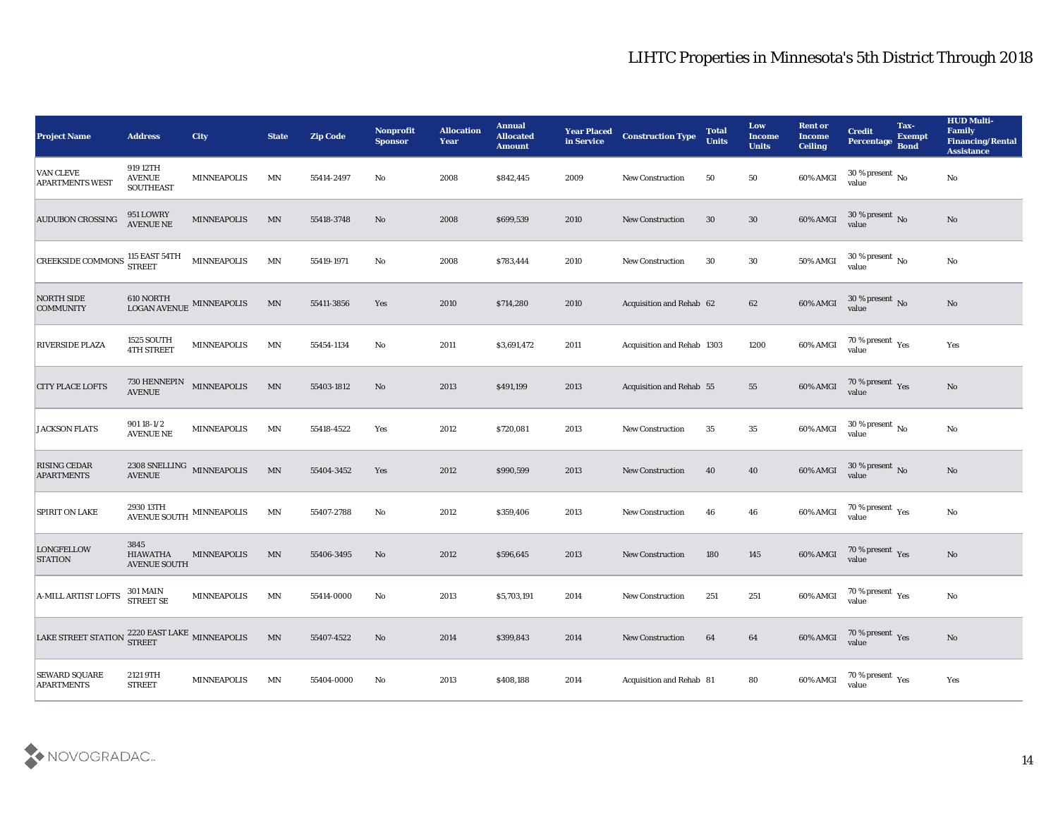# LIHTC Properties in Minnesota's 5th District Through 2018

| Project Name | Address | City | State | Zip Code | Nonprofit Sponsor | Allocation Year | Annual Allocated Amount | Year Placed in Service | Construction Type | Total Units | Low Income Units | Rent or Income Ceiling | Credit Percentage | Tax-Exempt Bond | HUD Multi-Family Financing/Rental Assistance |
|---|---|---|---|---|---|---|---|---|---|---|---|---|---|---|---|
| VAN CLEVE APARTMENTS WEST | 919 12TH AVENUE SOUTHEAST | MINNEAPOLIS | MN | 55414-2497 | No | 2008 | $842,445 | 2009 | New Construction | 50 | 50 | 60% AMGI | 30 % present value | No | No |
| AUDUBON CROSSING | 951 LOWRY AVENUE NE | MINNEAPOLIS | MN | 55418-3748 | No | 2008 | $699,539 | 2010 | New Construction | 30 | 30 | 60% AMGI | 30 % present value | No | No |
| CREEKSIDE COMMONS | 115 EAST 54TH STREET | MINNEAPOLIS | MN | 55419-1971 | No | 2008 | $783,444 | 2010 | New Construction | 30 | 30 | 50% AMGI | 30 % present value | No | No |
| NORTH SIDE COMMUNITY | 610 NORTH LOGAN AVENUE | MINNEAPOLIS | MN | 55411-3856 | Yes | 2010 | $714,280 | 2010 | Acquisition and Rehab | 62 | 62 | 60% AMGI | 30 % present value | No | No |
| RIVERSIDE PLAZA | 1525 SOUTH 4TH STREET | MINNEAPOLIS | MN | 55454-1134 | No | 2011 | $3,691,472 | 2011 | Acquisition and Rehab | 1303 | 1200 | 60% AMGI | 70 % present value | Yes | Yes |
| CITY PLACE LOFTS | 730 HENNEPIN AVENUE | MINNEAPOLIS | MN | 55403-1812 | No | 2013 | $491,199 | 2013 | Acquisition and Rehab | 55 | 55 | 60% AMGI | 70 % present value | Yes | No |
| JACKSON FLATS | 901 18-1/2 AVENUE NE | MINNEAPOLIS | MN | 55418-4522 | Yes | 2012 | $720,081 | 2013 | New Construction | 35 | 35 | 60% AMGI | 30 % present value | No | No |
| RISING CEDAR APARTMENTS | 2308 SNELLING AVENUE | MINNEAPOLIS | MN | 55404-3452 | Yes | 2012 | $990,599 | 2013 | New Construction | 40 | 40 | 60% AMGI | 30 % present value | No | No |
| SPIRIT ON LAKE | 2930 13TH AVENUE SOUTH | MINNEAPOLIS | MN | 55407-2788 | No | 2012 | $359,406 | 2013 | New Construction | 46 | 46 | 60% AMGI | 70 % present value | Yes | No |
| LONGFELLOW STATION | 3845 HIAWATHA AVENUE SOUTH | MINNEAPOLIS | MN | 55406-3495 | No | 2012 | $596,645 | 2013 | New Construction | 180 | 145 | 60% AMGI | 70 % present value | Yes | No |
| A-MILL ARTIST LOFTS | 301 MAIN STREET SE | MINNEAPOLIS | MN | 55414-0000 | No | 2013 | $5,703,191 | 2014 | New Construction | 251 | 251 | 60% AMGI | 70 % present value | Yes | No |
| LAKE STREET STATION | 2220 EAST LAKE STREET | MINNEAPOLIS | MN | 55407-4522 | No | 2014 | $399,843 | 2014 | New Construction | 64 | 64 | 60% AMGI | 70 % present value | Yes | No |
| SEWARD SQUARE APARTMENTS | 2121 9TH STREET | MINNEAPOLIS | MN | 55404-0000 | No | 2013 | $408,188 | 2014 | Acquisition and Rehab | 81 | 80 | 60% AMGI | 70 % present value | Yes | Yes |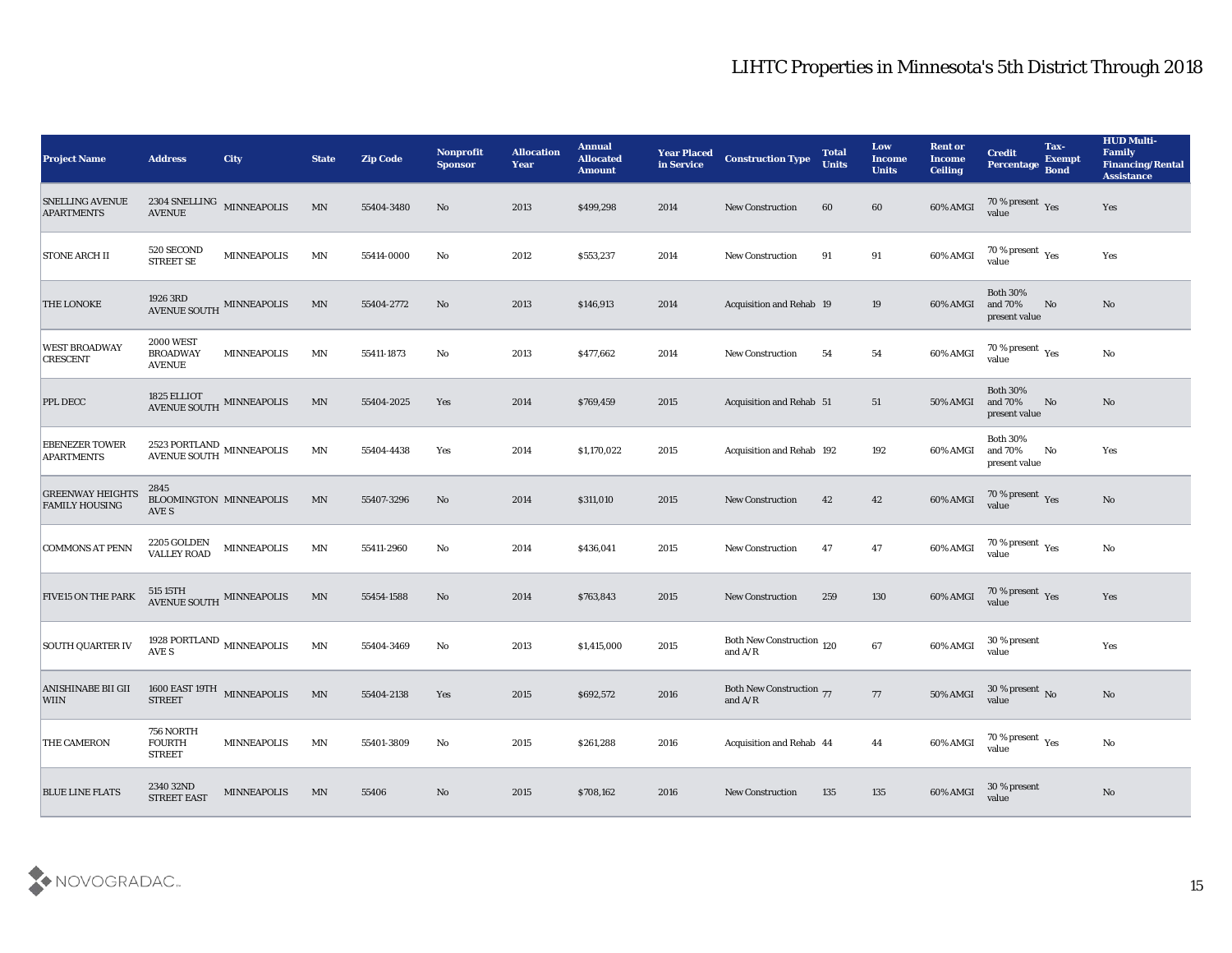# LIHTC Properties in Minnesota's 5th District Through 2018

| Project Name | Address | City | State | Zip Code | Nonprofit Sponsor | Allocation Year | Annual Allocated Amount | Year Placed in Service | Construction Type | Total Units | Low Income Units | Rent or Income Ceiling | Credit Percentage | Tax-Exempt Bond | HUD Multi-Family Financing/Rental Assistance |
|---|---|---|---|---|---|---|---|---|---|---|---|---|---|---|---|
| SNELLING AVENUE APARTMENTS | 2304 SNELLING AVENUE | MINNEAPOLIS | MN | 55404-3480 | No | 2013 | $499,298 | 2014 | New Construction | 60 | 60 | 60% AMGI | 70 % present value | Yes | Yes |
| STONE ARCH II | 520 SECOND STREET SE | MINNEAPOLIS | MN | 55414-0000 | No | 2012 | $553,237 | 2014 | New Construction | 91 | 91 | 60% AMGI | 70 % present value | Yes | Yes |
| THE LONOKE | 1926 3RD AVENUE SOUTH | MINNEAPOLIS | MN | 55404-2772 | No | 2013 | $146,913 | 2014 | Acquisition and Rehab | 19 | 19 | 60% AMGI | Both 30% and 70% present value | No | No |
| WEST BROADWAY CRESCENT | 2000 WEST BROADWAY AVENUE | MINNEAPOLIS | MN | 55411-1873 | No | 2013 | $477,662 | 2014 | New Construction | 54 | 54 | 60% AMGI | 70 % present value | Yes | No |
| PPL DECC | 1825 ELLIOT AVENUE SOUTH | MINNEAPOLIS | MN | 55404-2025 | Yes | 2014 | $769,459 | 2015 | Acquisition and Rehab | 51 | 51 | 50% AMGI | Both 30% and 70% present value | No | No |
| EBENEZER TOWER APARTMENTS | 2523 PORTLAND AVENUE SOUTH | MINNEAPOLIS | MN | 55404-4438 | Yes | 2014 | $1,170,022 | 2015 | Acquisition and Rehab | 192 | 192 | 60% AMGI | Both 30% and 70% present value | No | Yes |
| GREENWAY HEIGHTS FAMILY HOUSING | 2845 BLOOMINGTON AVE S | MINNEAPOLIS | MN | 55407-3296 | No | 2014 | $311,010 | 2015 | New Construction | 42 | 42 | 60% AMGI | 70 % present value | Yes | No |
| COMMONS AT PENN | 2205 GOLDEN VALLEY ROAD | MINNEAPOLIS | MN | 55411-2960 | No | 2014 | $436,041 | 2015 | New Construction | 47 | 47 | 60% AMGI | 70 % present value | Yes | No |
| FIVE15 ON THE PARK | 515 15TH AVENUE SOUTH | MINNEAPOLIS | MN | 55454-1588 | No | 2014 | $763,843 | 2015 | New Construction | 259 | 130 | 60% AMGI | 70 % present value | Yes | Yes |
| SOUTH QUARTER IV | 1928 PORTLAND AVE S | MINNEAPOLIS | MN | 55404-3469 | No | 2013 | $1,415,000 | 2015 | Both New Construction and A/R | 120 | 67 | 60% AMGI | 30 % present value | | Yes |
| ANISHINABE BII GII WIIN | 1600 EAST 19TH STREET | MINNEAPOLIS | MN | 55404-2138 | Yes | 2015 | $692,572 | 2016 | Both New Construction and A/R | 77 | 77 | 50% AMGI | 30 % present value | No | No |
| THE CAMERON | 756 NORTH FOURTH STREET | MINNEAPOLIS | MN | 55401-3809 | No | 2015 | $261,288 | 2016 | Acquisition and Rehab | 44 | 44 | 60% AMGI | 70 % present value | Yes | No |
| BLUE LINE FLATS | 2340 32ND STREET EAST | MINNEAPOLIS | MN | 55406 | No | 2015 | $708,162 | 2016 | New Construction | 135 | 135 | 60% AMGI | 30 % present value | | No |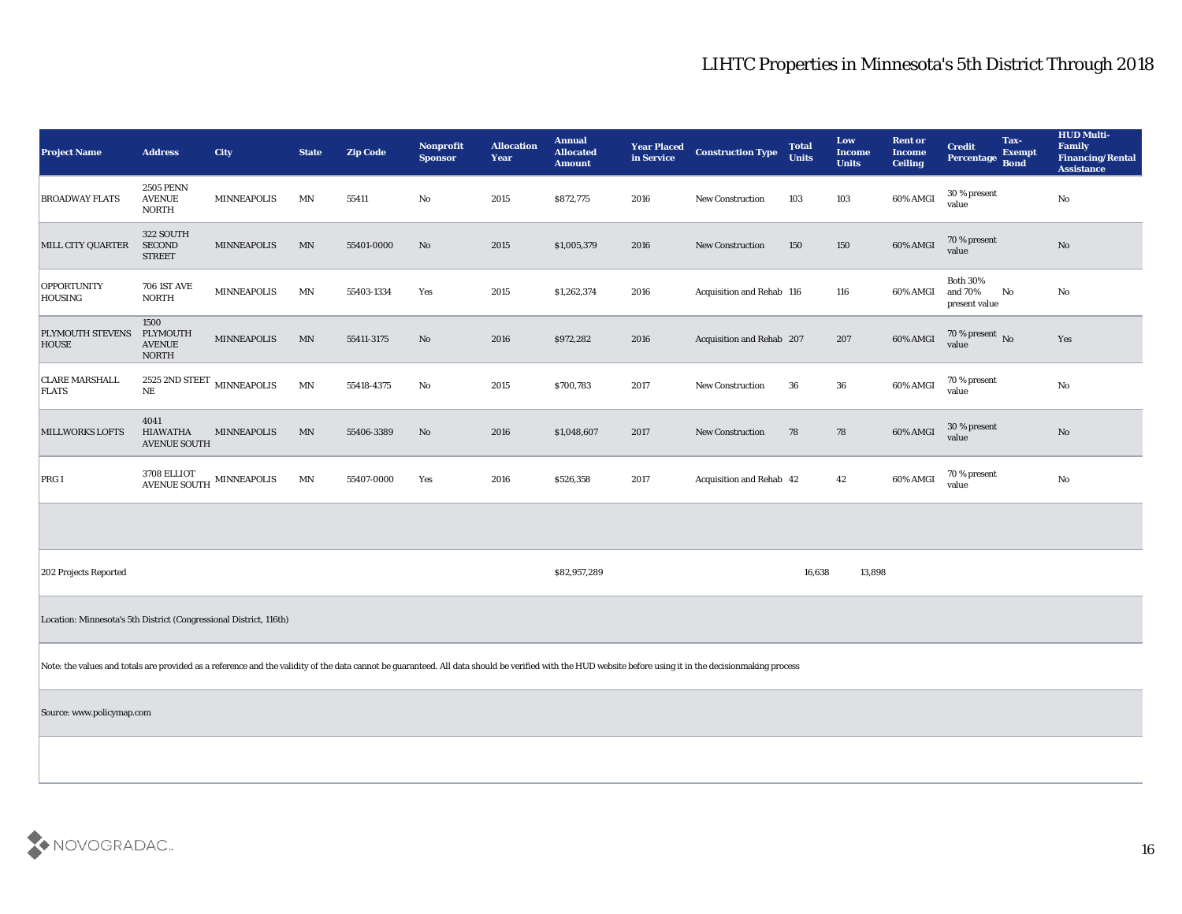| Project Name | Address | City | State | Zip Code | Nonprofit Sponsor | Allocation Year | Annual Allocated Amount | Year Placed in Service | Construction Type | Total Units | Low Income Units | Rent or Income Ceiling | Credit Percentage | Tax-Exempt Bond | HUD Multi-Family Financing/Rental Assistance |
|---|---|---|---|---|---|---|---|---|---|---|---|---|---|---|---|
| BROADWAY FLATS | 2505 PENN AVENUE NORTH | MINNEAPOLIS | MN | 55411 | No | 2015 | $872,775 | 2016 | New Construction | 103 | 103 | 60% AMGI | 30 % present value | | No |
| MILL CITY QUARTER | 322 SOUTH SECOND STREET | MINNEAPOLIS | MN | 55401-0000 | No | 2015 | $1,005,379 | 2016 | New Construction | 150 | 150 | 60% AMGI | 70 % present value | | No |
| OPPORTUNITY HOUSING | 706 1ST AVE NORTH | MINNEAPOLIS | MN | 55403-1334 | Yes | 2015 | $1,262,374 | 2016 | Acquisition and Rehab | 116 | 116 | 60% AMGI | Both 30% and 70% present value | No | No |
| PLYMOUTH STEVENS HOUSE | 1500 PLYMOUTH AVENUE NORTH | MINNEAPOLIS | MN | 55411-3175 | No | 2016 | $972,282 | 2016 | Acquisition and Rehab | 207 | 207 | 60% AMGI | 70 % present value | No | Yes |
| CLARE MARSHALL FLATS | 2525 2ND STEET NE | MINNEAPOLIS | MN | 55418-4375 | No | 2015 | $700,783 | 2017 | New Construction | 36 | 36 | 60% AMGI | 70 % present value | | No |
| MILLWORKS LOFTS | 4041 HIAWATHA AVENUE SOUTH | MINNEAPOLIS | MN | 55406-3389 | No | 2016 | $1,048,607 | 2017 | New Construction | 78 | 78 | 60% AMGI | 30 % present value | | No |
| PRG I | 3708 ELLIOT AVENUE SOUTH | MINNEAPOLIS | MN | 55407-0000 | Yes | 2016 | $526,358 | 2017 | Acquisition and Rehab | 42 | 42 | 60% AMGI | 70 % present value | | No |
| | | | | | | | | | | | | | | | |
| 202 Projects Reported | | | | | | | $82,957,289 | | | 16,638 | 13,898 | | | | |

Location: Minnesota's 5th District (Congressional District, 116th)

Note: the values and totals are provided as a reference and the validity of the data cannot be guaranteed. All data should be verified with the HUD website before using it in the decisionmaking process

Source: www.policymap.com